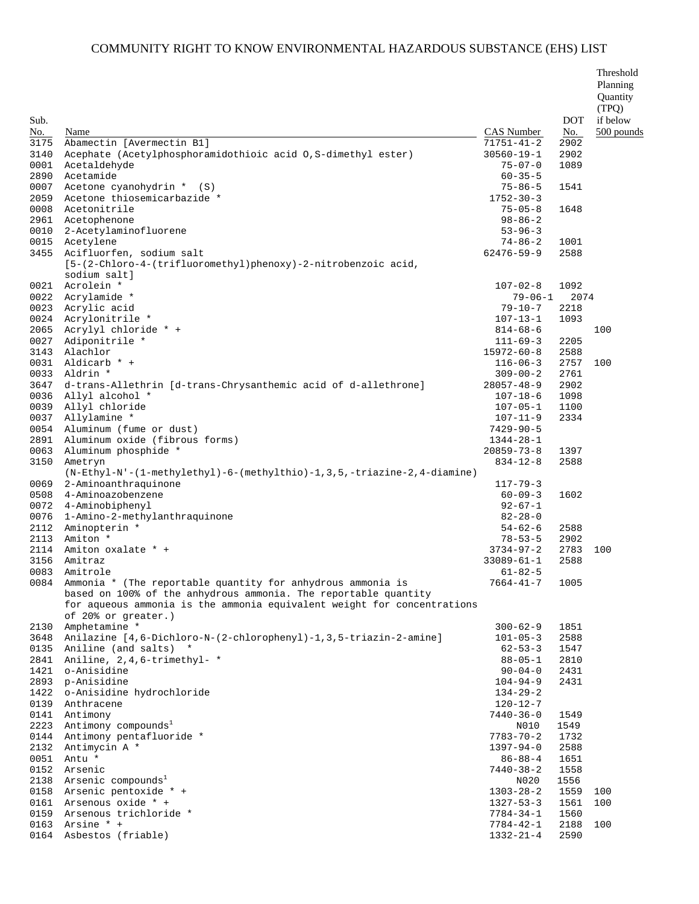# COMMUNITY RIGHT TO KNOW ENVIRONMENTAL HAZARDOUS SUBSTANCE (EHS) LIST

| Sub. No. | Name | CAS Number | DOT No. | Threshold Planning Quantity (TPQ) if below 500 pounds |
|---|---|---|---|---|
| 3175 | Abamectin [Avermectin B1] | 71751-41-2 | 2902 | |
| 3140 | Acephate (Acetylphosphoramidothioic acid O,S-dimethyl ester) | 30560-19-1 | 2902 | |
| 0001 | Acetaldehyde | 75-07-0 | 1089 | |
| 2890 | Acetamide | 60-35-5 | | |
| 0007 | Acetone cyanohydrin * (S) | 75-86-5 | 1541 | |
| 2059 | Acetone thiosemicarbazide * | 1752-30-3 | | |
| 0008 | Acetonitrile | 75-05-8 | 1648 | |
| 2961 | Acetophenone | 98-86-2 | | |
| 0010 | 2-Acetylaminofluorene | 53-96-3 | | |
| 0015 | Acetylene | 74-86-2 | 1001 | |
| 3455 | Acifluorfen, sodium salt [5-(2-Chloro-4-(trifluoromethyl)phenoxy)-2-nitrobenzoic acid, sodium salt] | 62476-59-9 | 2588 | |
| 0021 | Acrolein * | 107-02-8 | 1092 | |
| 0022 | Acrylamide * | 79-06-1 | 2074 | |
| 0023 | Acrylic acid | 79-10-7 | 2218 | |
| 0024 | Acrylonitrile * | 107-13-1 | 1093 | |
| 2065 | Acrylyl chloride * + | 814-68-6 | | 100 |
| 0027 | Adiponitrile * | 111-69-3 | 2205 | |
| 3143 | Alachlor | 15972-60-8 | 2588 | |
| 0031 | Aldicarb * + | 116-06-3 | 2757 | 100 |
| 0033 | Aldrin * | 309-00-2 | 2761 | |
| 3647 | d-trans-Allethrin [d-trans-Chrysanthemic acid of d-allethrone] | 28057-48-9 | 2902 | |
| 0036 | Allyl alcohol * | 107-18-6 | 1098 | |
| 0039 | Allyl chloride | 107-05-1 | 1100 | |
| 0037 | Allylamine * | 107-11-9 | 2334 | |
| 0054 | Aluminum (fume or dust) | 7429-90-5 | | |
| 2891 | Aluminum oxide (fibrous forms) | 1344-28-1 | | |
| 0063 | Aluminum phosphide * | 20859-73-8 | 1397 | |
| 3150 | Ametryn (N-Ethyl-N'-(1-methylethyl)-6-(methylthio)-1,3,5,-triazine-2,4-diamine) | 834-12-8 | 2588 | |
| 0069 | 2-Aminoanthraquinone | 117-79-3 | | |
| 0508 | 4-Aminoazobenzene | 60-09-3 | 1602 | |
| 0072 | 4-Aminobiphenyl | 92-67-1 | | |
| 0076 | 1-Amino-2-methylanthraquinone | 82-28-0 | | |
| 2112 | Aminopterin * | 54-62-6 | 2588 | |
| 2113 | Amiton * | 78-53-5 | 2902 | |
| 2114 | Amiton oxalate * + | 3734-97-2 | 2783 | 100 |
| 3156 | Amitraz | 33089-61-1 | 2588 | |
| 0083 | Amitrole | 61-82-5 | | |
| 0084 | Ammonia * (The reportable quantity for anhydrous ammonia is based on 100% of the anhydrous ammonia. The reportable quantity for aqueous ammonia is the ammonia equivalent weight for concentrations of 20% or greater.) | 7664-41-7 | 1005 | |
| 2130 | Amphetamine * | 300-62-9 | 1851 | |
| 3648 | Anilazine [4,6-Dichloro-N-(2-chlorophenyl)-1,3,5-triazin-2-amine] | 101-05-3 | 2588 | |
| 0135 | Aniline (and salts) * | 62-53-3 | 1547 | |
| 2841 | Aniline, 2,4,6-trimethyl- * | 88-05-1 | 2810 | |
| 1421 | o-Anisidine | 90-04-0 | 2431 | |
| 2893 | p-Anisidine | 104-94-9 | 2431 | |
| 1422 | o-Anisidine hydrochloride | 134-29-2 | | |
| 0139 | Anthracene | 120-12-7 | | |
| 0141 | Antimony | 7440-36-0 | 1549 | |
| 2223 | Antimony compounds[1] | N010 | 1549 | |
| 0144 | Antimony pentafluoride * | 7783-70-2 | 1732 | |
| 2132 | Antimycin A * | 1397-94-0 | 2588 | |
| 0051 | Antu * | 86-88-4 | 1651 | |
| 0152 | Arsenic | 7440-38-2 | 1558 | |
| 2138 | Arsenic compounds[1] | N020 | 1556 | |
| 0158 | Arsenic pentoxide * + | 1303-28-2 | 1559 | 100 |
| 0161 | Arsenous oxide * + | 1327-53-3 | 1561 | 100 |
| 0159 | Arsenous trichloride * | 7784-34-1 | 1560 | |
| 0163 | Arsine * + | 7784-42-1 | 2188 | 100 |
| 0164 | Asbestos (friable) | 1332-21-4 | 2590 | |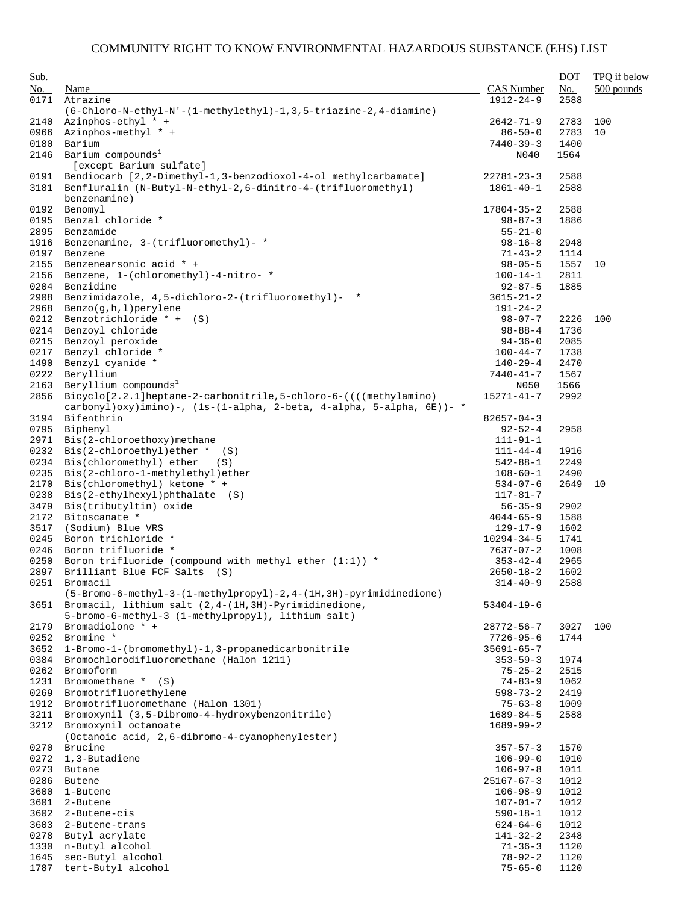# COMMUNITY RIGHT TO KNOW ENVIRONMENTAL HAZARDOUS SUBSTANCE (EHS) LIST

| Sub. No. | Name | CAS Number | DOT No. | TPQ if below 500 pounds |
|---|---|---|---|---|
| 0171 | Atrazine (6-Chloro-N-ethyl-N'-(1-methylethyl)-1,3,5-triazine-2,4-diamine) | 1912-24-9 | 2588 | |
| 2140 | Azinphos-ethyl * + | 2642-71-9 | 2783 | 100 |
| 0966 | Azinphos-methyl * + | 86-50-0 | 2783 | 10 |
| 0180 | Barium | 7440-39-3 | 1400 | |
| 2146 | Barium compounds[1] [except Barium sulfate] | N040 | 1564 | |
| 0191 | Bendiocarb [2,2-Dimethyl-1,3-benzodioxol-4-ol methylcarbamate] | 22781-23-3 | 2588 | |
| 3181 | Benfluralin (N-Butyl-N-ethyl-2,6-dinitro-4-(trifluoromethyl) benzenamine) | 1861-40-1 | 2588 | |
| 0192 | Benomyl | 17804-35-2 | 2588 | |
| 0195 | Benzal chloride * | 98-87-3 | 1886 | |
| 2895 | Benzamide | 55-21-0 | | |
| 1916 | Benzenamine, 3-(trifluoromethyl)- * | 98-16-8 | 2948 | |
| 0197 | Benzene | 71-43-2 | 1114 | |
| 2155 | Benzenearsonic acid * + | 98-05-5 | 1557 | 10 |
| 2156 | Benzene, 1-(chloromethyl)-4-nitro- * | 100-14-1 | 2811 | |
| 0204 | Benzidine | 92-87-5 | 1885 | |
| 2908 | Benzimidazole, 4,5-dichloro-2-(trifluoromethyl)- * | 3615-21-2 | | |
| 2968 | Benzo(g,h,l)perylene | 191-24-2 | | |
| 0212 | Benzotrichloride * + (S) | 98-07-7 | 2226 | 100 |
| 0214 | Benzoyl chloride | 98-88-4 | 1736 | |
| 0215 | Benzoyl peroxide | 94-36-0 | 2085 | |
| 0217 | Benzyl chloride * | 100-44-7 | 1738 | |
| 1490 | Benzyl cyanide * | 140-29-4 | 2470 | |
| 0222 | Beryllium | 7440-41-7 | 1567 | |
| 2163 | Beryllium compounds[1] | N050 | 1566 | |
| 2856 | Bicyclo[2.2.1]heptane-2-carbonitrile,5-chloro-6-((((methylamino) carbonyl)oxy)imino)-, (1s-(1-alpha, 2-beta, 4-alpha, 5-alpha, 6E))- * | 15271-41-7 | 2992 | |
| 3194 | Bifenthrin | 82657-04-3 | | |
| 0795 | Biphenyl | 92-52-4 | 2958 | |
| 2971 | Bis(2-chloroethoxy)methane | 111-91-1 | | |
| 0232 | Bis(2-chloroethyl)ether * (S) | 111-44-4 | 1916 | |
| 0234 | Bis(chloromethyl) ether (S) | 542-88-1 | 2249 | |
| 0235 | Bis(2-chloro-1-methylethyl)ether | 108-60-1 | 2490 | |
| 2170 | Bis(chloromethyl) ketone * + | 534-07-6 | 2649 | 10 |
| 0238 | Bis(2-ethylhexyl)phthalate (S) | 117-81-7 | | |
| 3479 | Bis(tributyltin) oxide | 56-35-9 | 2902 | |
| 2172 | Bitoscanate * | 4044-65-9 | 1588 | |
| 3517 | (Sodium) Blue VRS | 129-17-9 | 1602 | |
| 0245 | Boron trichloride * | 10294-34-5 | 1741 | |
| 0246 | Boron trifluoride * | 7637-07-2 | 1008 | |
| 0250 | Boron trifluoride (compound with methyl ether (1:1)) * | 353-42-4 | 2965 | |
| 2897 | Brilliant Blue FCF Salts (S) | 2650-18-2 | 1602 | |
| 0251 | Bromacil (5-Bromo-6-methyl-3-(1-methylpropyl)-2,4-(1H,3H)-pyrimidinedione) | 314-40-9 | 2588 | |
| 3651 | Bromacil, lithium salt (2,4-(1H,3H)-Pyrimidinedione, 5-bromo-6-methyl-3 (1-methylpropyl), lithium salt) | 53404-19-6 | | |
| 2179 | Bromadiolone * + | 28772-56-7 | 3027 | 100 |
| 0252 | Bromine * | 7726-95-6 | 1744 | |
| 3652 | 1-Bromo-1-(bromomethyl)-1,3-propanedicarbonitrile | 35691-65-7 | | |
| 0384 | Bromochlorodifluoromethane (Halon 1211) | 353-59-3 | 1974 | |
| 0262 | Bromoform | 75-25-2 | 2515 | |
| 1231 | Bromomethane * (S) | 74-83-9 | 1062 | |
| 0269 | Bromotrifluorethylene | 598-73-2 | 2419 | |
| 1912 | Bromotrifluoromethane (Halon 1301) | 75-63-8 | 1009 | |
| 3211 | Bromoxynil (3,5-Dibromo-4-hydroxybenzonitrile) | 1689-84-5 | 2588 | |
| 3212 | Bromoxynil octanoate (Octanoic acid, 2,6-dibromo-4-cyanophenylester) | 1689-99-2 | | |
| 0270 | Brucine | 357-57-3 | 1570 | |
| 0272 | 1,3-Butadiene | 106-99-0 | 1010 | |
| 0273 | Butane | 106-97-8 | 1011 | |
| 0286 | Butene | 25167-67-3 | 1012 | |
| 3600 | 1-Butene | 106-98-9 | 1012 | |
| 3601 | 2-Butene | 107-01-7 | 1012 | |
| 3602 | 2-Butene-cis | 590-18-1 | 1012 | |
| 3603 | 2-Butene-trans | 624-64-6 | 1012 | |
| 0278 | Butyl acrylate | 141-32-2 | 2348 | |
| 1330 | n-Butyl alcohol | 71-36-3 | 1120 | |
| 1645 | sec-Butyl alcohol | 78-92-2 | 1120 | |
| 1787 | tert-Butyl alcohol | 75-65-0 | 1120 | |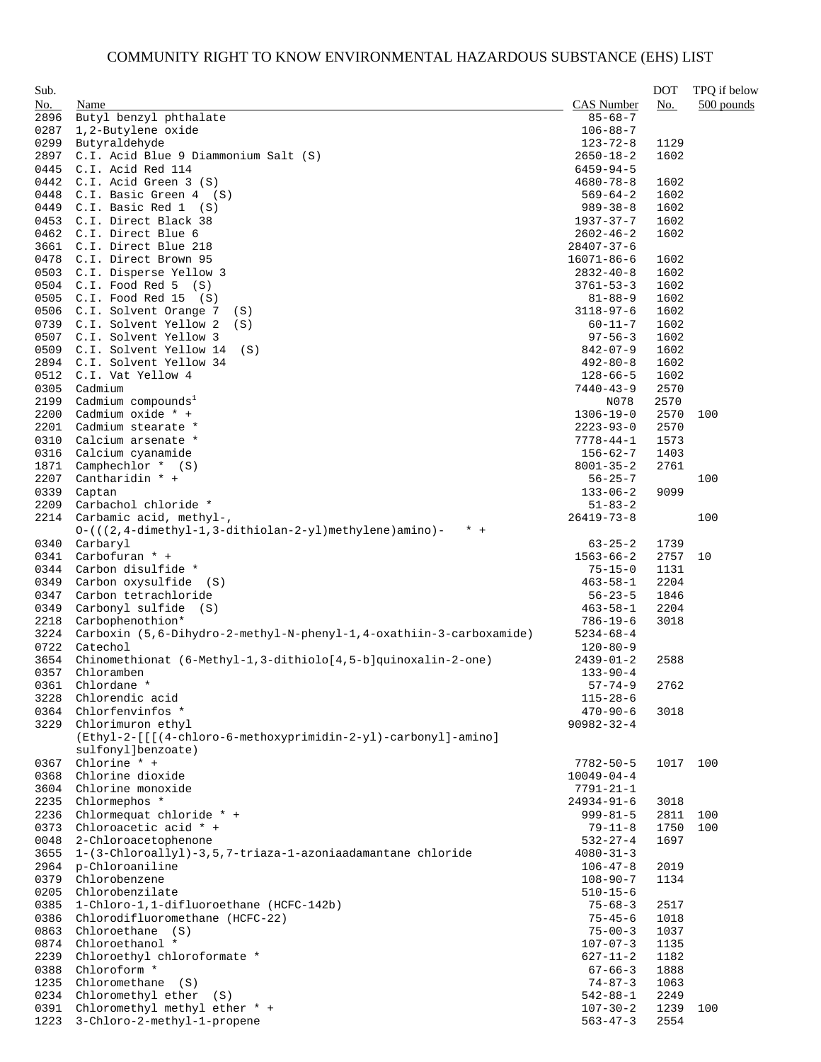# COMMUNITY RIGHT TO KNOW ENVIRONMENTAL HAZARDOUS SUBSTANCE (EHS) LIST

| Sub. No. | Name | CAS Number | DOT No. | TPQ if below 500 pounds |
|---|---|---|---|---|
| 2896 | Butyl benzyl phthalate | 85-68-7 | | |
| 0287 | 1,2-Butylene oxide | 106-88-7 | | |
| 0299 | Butyraldehyde | 123-72-8 | 1129 | |
| 2897 | C.I. Acid Blue 9 Diammonium Salt (S) | 2650-18-2 | 1602 | |
| 0445 | C.I. Acid Red 114 | 6459-94-5 | | |
| 0442 | C.I. Acid Green 3 (S) | 4680-78-8 | 1602 | |
| 0448 | C.I. Basic Green 4 (S) | 569-64-2 | 1602 | |
| 0449 | C.I. Basic Red 1 (S) | 989-38-8 | 1602 | |
| 0453 | C.I. Direct Black 38 | 1937-37-7 | 1602 | |
| 0462 | C.I. Direct Blue 6 | 2602-46-2 | 1602 | |
| 3661 | C.I. Direct Blue 218 | 28407-37-6 | | |
| 0478 | C.I. Direct Brown 95 | 16071-86-6 | 1602 | |
| 0503 | C.I. Disperse Yellow 3 | 2832-40-8 | 1602 | |
| 0504 | C.I. Food Red 5 (S) | 3761-53-3 | 1602 | |
| 0505 | C.I. Food Red 15 (S) | 81-88-9 | 1602 | |
| 0506 | C.I. Solvent Orange 7 (S) | 3118-97-6 | 1602 | |
| 0739 | C.I. Solvent Yellow 2 (S) | 60-11-7 | 1602 | |
| 0507 | C.I. Solvent Yellow 3 | 97-56-3 | 1602 | |
| 0509 | C.I. Solvent Yellow 14 (S) | 842-07-9 | 1602 | |
| 2894 | C.I. Solvent Yellow 34 | 492-80-8 | 1602 | |
| 0512 | C.I. Vat Yellow 4 | 128-66-5 | 1602 | |
| 0305 | Cadmium | 7440-43-9 | 2570 | |
| 2199 | Cadmium compounds[1] | N078 | 2570 | |
| 2200 | Cadmium oxide * + | 1306-19-0 | 2570 | 100 |
| 2201 | Cadmium stearate * | 2223-93-0 | 2570 | |
| 0310 | Calcium arsenate * | 7778-44-1 | 1573 | |
| 0316 | Calcium cyanamide | 156-62-7 | 1403 | |
| 1871 | Camphechlor * (S) | 8001-35-2 | 2761 | |
| 2207 | Cantharidin * + | 56-25-7 | | 100 |
| 0339 | Captan | 133-06-2 | 9099 | |
| 2209 | Carbachol chloride * | 51-83-2 | | |
| 2214 | Carbamic acid, methyl-, O-(((2,4-dimethyl-1,3-dithiolan-2-yl)methylene)amino)- * + | 26419-73-8 | | 100 |
| 0340 | Carbaryl | 63-25-2 | 1739 | |
| 0341 | Carbofuran * + | 1563-66-2 | 2757 | 10 |
| 0344 | Carbon disulfide * | 75-15-0 | 1131 | |
| 0349 | Carbon oxysulfide (S) | 463-58-1 | 2204 | |
| 0347 | Carbon tetrachloride | 56-23-5 | 1846 | |
| 0349 | Carbonyl sulfide (S) | 463-58-1 | 2204 | |
| 2218 | Carbophenothion* | 786-19-6 | 3018 | |
| 3224 | Carboxin (5,6-Dihydro-2-methyl-N-phenyl-1,4-oxathiin-3-carboxamide) | 5234-68-4 | | |
| 0722 | Catechol | 120-80-9 | | |
| 3654 | Chinomethionat (6-Methyl-1,3-dithiolo[4,5-b]quinoxalin-2-one) | 2439-01-2 | 2588 | |
| 0357 | Chloramben | 133-90-4 | | |
| 0361 | Chlordane * | 57-74-9 | 2762 | |
| 3228 | Chlorendic acid | 115-28-6 | | |
| 0364 | Chlorfenvinfos * | 470-90-6 | 3018 | |
| 3229 | Chlorimuron ethyl (Ethyl-2-[[[(4-chloro-6-methoxyprimidin-2-yl)-carbonyl]-amino] sulfonyl]benzoate) | 90982-32-4 | | |
| 0367 | Chlorine * + | 7782-50-5 | 1017 | 100 |
| 0368 | Chlorine dioxide | 10049-04-4 | | |
| 3604 | Chlorine monoxide | 7791-21-1 | | |
| 2235 | Chlormephos * | 24934-91-6 | 3018 | |
| 2236 | Chlormequat chloride * + | 999-81-5 | 2811 | 100 |
| 0373 | Chloroacetic acid * + | 79-11-8 | 1750 | 100 |
| 0048 | 2-Chloroacetophenone | 532-27-4 | 1697 | |
| 3655 | 1-(3-Chloroallyl)-3,5,7-triaza-1-azoniaadamantane chloride | 4080-31-3 | | |
| 2964 | p-Chloroaniline | 106-47-8 | 2019 | |
| 0379 | Chlorobenzene | 108-90-7 | 1134 | |
| 0205 | Chlorobenzilate | 510-15-6 | | |
| 0385 | 1-Chloro-1,1-difluoroethane (HCFC-142b) | 75-68-3 | 2517 | |
| 0386 | Chlorodifluoromethane (HCFC-22) | 75-45-6 | 1018 | |
| 0863 | Chloroethane (S) | 75-00-3 | 1037 | |
| 0874 | Chloroethanol * | 107-07-3 | 1135 | |
| 2239 | Chloroethyl chloroformate * | 627-11-2 | 1182 | |
| 0388 | Chloroform * | 67-66-3 | 1888 | |
| 1235 | Chloromethane (S) | 74-87-3 | 1063 | |
| 0234 | Chloromethyl ether (S) | 542-88-1 | 2249 | |
| 0391 | Chloromethyl methyl ether * + | 107-30-2 | 1239 | 100 |
| 1223 | 3-Chloro-2-methyl-1-propene | 563-47-3 | 2554 | |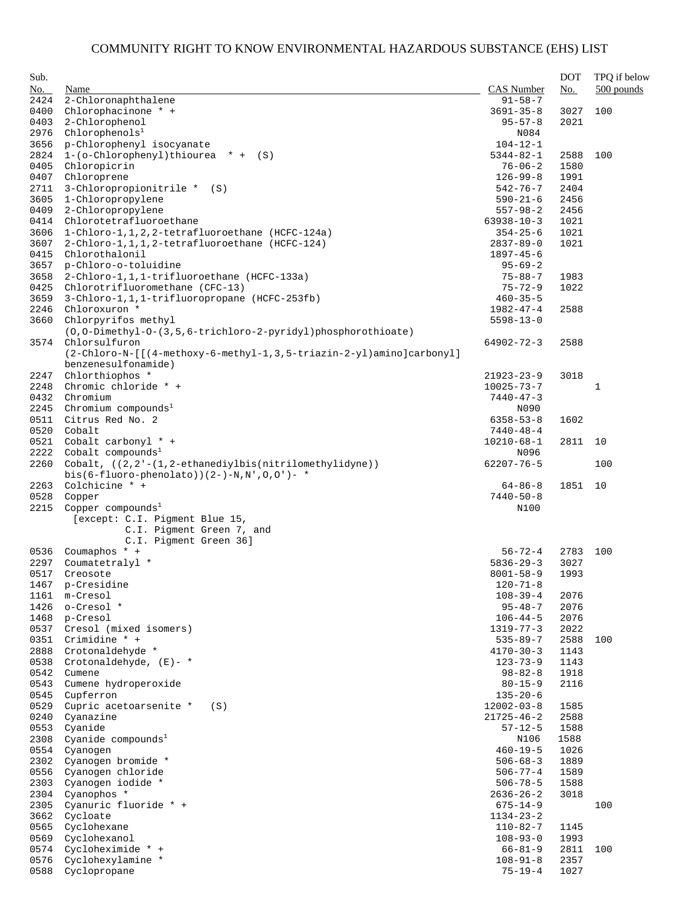# COMMUNITY RIGHT TO KNOW ENVIRONMENTAL HAZARDOUS SUBSTANCE (EHS) LIST

| Sub. No. | Name | CAS Number | DOT No. | TPQ if below 500 pounds |
|---|---|---|---|---|
| 2424 | 2-Chloronaphthalene | 91-58-7 | | |
| 0400 | Chlorophacinone * + | 3691-35-8 | 3027 | 100 |
| 0403 | 2-Chlorophenol | 95-57-8 | 2021 | |
| 2976 | Chlorophenols[1] | N084 | | |
| 3656 | p-Chlorophenyl isocyanate | 104-12-1 | | |
| 2824 | 1-(o-Chlorophenyl)thiourea * + (S) | 5344-82-1 | 2588 | 100 |
| 0405 | Chloropicrin | 76-06-2 | 1580 | |
| 0407 | Chloroprene | 126-99-8 | 1991 | |
| 2711 | 3-Chloropropionitrile * (S) | 542-76-7 | 2404 | |
| 3605 | 1-Chloropropylene | 590-21-6 | 2456 | |
| 0409 | 2-Chloropropylene | 557-98-2 | 2456 | |
| 0414 | Chlorotetrafluoroethane | 63938-10-3 | 1021 | |
| 3606 | 1-Chloro-1,1,2,2-tetrafluoroethane (HCFC-124a) | 354-25-6 | 1021 | |
| 3607 | 2-Chloro-1,1,1,2-tetrafluoroethane (HCFC-124) | 2837-89-0 | 1021 | |
| 0415 | Chlorothalonil | 1897-45-6 | | |
| 3657 | p-Chloro-o-toluidine | 95-69-2 | | |
| 3658 | 2-Chloro-1,1,1-trifluoroethane (HCFC-133a) | 75-88-7 | 1983 | |
| 0425 | Chlorotrifluoromethane (CFC-13) | 75-72-9 | 1022 | |
| 3659 | 3-Chloro-1,1,1-trifluoropropane (HCFC-253fb) | 460-35-5 | | |
| 2246 | Chloroxuron * | 1982-47-4 | 2588 | |
| 3660 | Chlorpyrifos methyl (O,O-Dimethyl-O-(3,5,6-trichloro-2-pyridyl)phosphorothioate) | 5598-13-0 | | |
| 3574 | Chlorsulfuron (2-Chloro-N-[[(4-methoxy-6-methyl-1,3,5-triazin-2-yl)amino]carbonyl] benzenesulfonamide) | 64902-72-3 | 2588 | |
| 2247 | Chlorthiophos * | 21923-23-9 | 3018 | |
| 2248 | Chromic chloride * + | 10025-73-7 | | 1 |
| 0432 | Chromium | 7440-47-3 | | |
| 2245 | Chromium compounds[1] | N090 | | |
| 0511 | Citrus Red No. 2 | 6358-53-8 | 1602 | |
| 0520 | Cobalt | 7440-48-4 | | |
| 0521 | Cobalt carbonyl * + | 10210-68-1 | 2811 | 10 |
| 2222 | Cobalt compounds[1] | N096 | | |
| 2260 | Cobalt, ((2,2'-(1,2-ethanediylbis(nitrilomethylidyne)) bis(6-fluoro-phenolato))(2-)-N,N',O,O')- * | 62207-76-5 | | 100 |
| 2263 | Colchicine * + | 64-86-8 | 1851 | 10 |
| 0528 | Copper | 7440-50-8 | | |
| 2215 | Copper compounds[1] [except: C.I. Pigment Blue 15, C.I. Pigment Green 7, and C.I. Pigment Green 36] | N100 | | |
| 0536 | Coumaphos * + | 56-72-4 | 2783 | 100 |
| 2297 | Coumatetralyl * | 5836-29-3 | 3027 | |
| 0517 | Creosote | 8001-58-9 | 1993 | |
| 1467 | p-Cresidine | 120-71-8 | | |
| 1161 | m-Cresol | 108-39-4 | 2076 | |
| 1426 | o-Cresol * | 95-48-7 | 2076 | |
| 1468 | p-Cresol | 106-44-5 | 2076 | |
| 0537 | Cresol (mixed isomers) | 1319-77-3 | 2022 | |
| 0351 | Crimidine * + | 535-89-7 | 2588 | 100 |
| 2888 | Crotonaldehyde * | 4170-30-3 | 1143 | |
| 0538 | Crotonaldehyde, (E)- * | 123-73-9 | 1143 | |
| 0542 | Cumene | 98-82-8 | 1918 | |
| 0543 | Cumene hydroperoxide | 80-15-9 | 2116 | |
| 0545 | Cupferron | 135-20-6 | | |
| 0529 | Cupric acetoarsenite * (S) | 12002-03-8 | 1585 | |
| 0240 | Cyanazine | 21725-46-2 | 2588 | |
| 0553 | Cyanide | 57-12-5 | 1588 | |
| 2308 | Cyanide compounds[1] | N106 | 1588 | |
| 0554 | Cyanogen | 460-19-5 | 1026 | |
| 2302 | Cyanogen bromide * | 506-68-3 | 1889 | |
| 0556 | Cyanogen chloride | 506-77-4 | 1589 | |
| 2303 | Cyanogen iodide * | 506-78-5 | 1588 | |
| 2304 | Cyanophos * | 2636-26-2 | 3018 | |
| 2305 | Cyanuric fluoride * + | 675-14-9 | | 100 |
| 3662 | Cycloate | 1134-23-2 | | |
| 0565 | Cyclohexane | 110-82-7 | 1145 | |
| 0569 | Cyclohexanol | 108-93-0 | 1993 | |
| 0574 | Cycloheximide * + | 66-81-9 | 2811 | 100 |
| 0576 | Cyclohexylamine * | 108-91-8 | 2357 | |
| 0588 | Cyclopropane | 75-19-4 | 1027 | |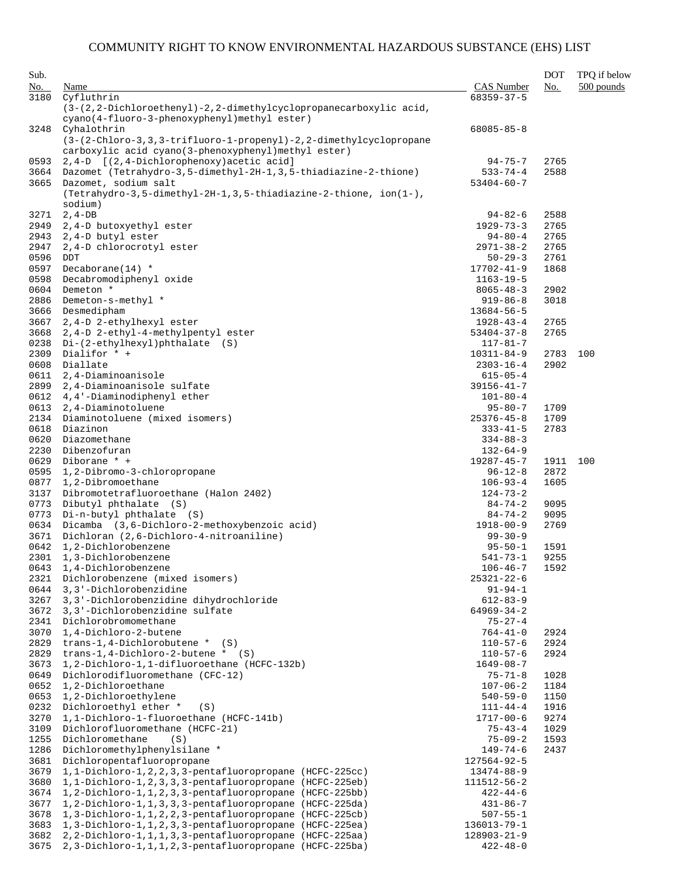# COMMUNITY RIGHT TO KNOW ENVIRONMENTAL HAZARDOUS SUBSTANCE (EHS) LIST

| Sub. No. | Name | CAS Number | DOT No. | TPQ if below 500 pounds |
|---|---|---|---|---|
| 3180 | Cyfluthrin (3-(2,2-Dichloroethenyl)-2,2-dimethylcyclopropanecarboxylic acid, cyano(4-fluoro-3-phenoxyphenyl)methyl ester) | 68359-37-5 | | |
| 3248 | Cyhalothrin (3-(2-Chloro-3,3,3-trifluoro-1-propenyl)-2,2-dimethylcyclopropane carboxylic acid cyano(3-phenoxyphenyl)methyl ester) | 68085-85-8 | | |
| 0593 | 2,4-D [(2,4-Dichlorophenoxy)acetic acid] | 94-75-7 | 2765 | |
| 3664 | Dazomet (Tetrahydro-3,5-dimethyl-2H-1,3,5-thiadiazine-2-thione) | 533-74-4 | 2588 | |
| 3665 | Dazomet, sodium salt (Tetrahydro-3,5-dimethyl-2H-1,3,5-thiadiazine-2-thione, ion(1-), sodium) | 53404-60-7 | | |
| 3271 | 2,4-DB | 94-82-6 | 2588 | |
| 2949 | 2,4-D butoxyethyl ester | 1929-73-3 | 2765 | |
| 2943 | 2,4-D butyl ester | 94-80-4 | 2765 | |
| 2947 | 2,4-D chlorocrotyl ester | 2971-38-2 | 2765 | |
| 0596 | DDT | 50-29-3 | 2761 | |
| 0597 | Decaborane(14) * | 17702-41-9 | 1868 | |
| 0598 | Decabromodiphenyl oxide | 1163-19-5 | | |
| 0604 | Demeton * | 8065-48-3 | 2902 | |
| 2886 | Demeton-s-methyl * | 919-86-8 | 3018 | |
| 3666 | Desmedipham | 13684-56-5 | | |
| 3667 | 2,4-D 2-ethylhexyl ester | 1928-43-4 | 2765 | |
| 3668 | 2,4-D 2-ethyl-4-methylpentyl ester | 53404-37-8 | 2765 | |
| 0238 | Di-(2-ethylhexyl)phthalate (S) | 117-81-7 | | |
| 2309 | Dialifor * + | 10311-84-9 | 2783 | 100 |
| 0608 | Diallate | 2303-16-4 | 2902 | |
| 0611 | 2,4-Diaminoanisole | 615-05-4 | | |
| 2899 | 2,4-Diaminoanisole sulfate | 39156-41-7 | | |
| 0612 | 4,4'-Diaminodiphenyl ether | 101-80-4 | | |
| 0613 | 2,4-Diaminotoluene | 95-80-7 | 1709 | |
| 2134 | Diaminotoluene (mixed isomers) | 25376-45-8 | 1709 | |
| 0618 | Diazinon | 333-41-5 | 2783 | |
| 0620 | Diazomethane | 334-88-3 | | |
| 2230 | Dibenzofuran | 132-64-9 | | |
| 0629 | Diborane * + | 19287-45-7 | 1911 | 100 |
| 0595 | 1,2-Dibromo-3-chloropropane | 96-12-8 | 2872 | |
| 0877 | 1,2-Dibromoethane | 106-93-4 | 1605 | |
| 3137 | Dibromotetrafluoroethane (Halon 2402) | 124-73-2 | | |
| 0773 | Dibutyl phthalate (S) | 84-74-2 | 9095 | |
| 0773 | Di-n-butyl phthalate (S) | 84-74-2 | 9095 | |
| 0634 | Dicamba (3,6-Dichloro-2-methoxybenzoic acid) | 1918-00-9 | 2769 | |
| 3671 | Dichloran (2,6-Dichloro-4-nitroaniline) | 99-30-9 | | |
| 0642 | 1,2-Dichlorobenzene | 95-50-1 | 1591 | |
| 2301 | 1,3-Dichlorobenzene | 541-73-1 | 9255 | |
| 0643 | 1,4-Dichlorobenzene | 106-46-7 | 1592 | |
| 2321 | Dichlorobenzene (mixed isomers) | 25321-22-6 | | |
| 0644 | 3,3'-Dichlorobenzidine | 91-94-1 | | |
| 3267 | 3,3'-Dichlorobenzidine dihydrochloride | 612-83-9 | | |
| 3672 | 3,3'-Dichlorobenzidine sulfate | 64969-34-2 | | |
| 2341 | Dichlorobromomethane | 75-27-4 | | |
| 3070 | 1,4-Dichloro-2-butene | 764-41-0 | 2924 | |
| 2829 | trans-1,4-Dichlorobutene * (S) | 110-57-6 | 2924 | |
| 2829 | trans-1,4-Dichloro-2-butene * (S) | 110-57-6 | 2924 | |
| 3673 | 1,2-Dichloro-1,1-difluoroethane (HCFC-132b) | 1649-08-7 | | |
| 0649 | Dichlorodifluoromethane (CFC-12) | 75-71-8 | 1028 | |
| 0652 | 1,2-Dichloroethane | 107-06-2 | 1184 | |
| 0653 | 1,2-Dichloroethylene | 540-59-0 | 1150 | |
| 0232 | Dichloroethyl ether * (S) | 111-44-4 | 1916 | |
| 3270 | 1,1-Dichloro-1-fluoroethane (HCFC-141b) | 1717-00-6 | 9274 | |
| 3109 | Dichlorofluoromethane (HCFC-21) | 75-43-4 | 1029 | |
| 1255 | Dichloromethane (S) | 75-09-2 | 1593 | |
| 1286 | Dichloromethylphenylsilane * | 149-74-6 | 2437 | |
| 3681 | Dichloropentafluoropropane | 127564-92-5 | | |
| 3679 | 1,1-Dichloro-1,2,2,3,3-pentafluoropropane (HCFC-225cc) | 13474-88-9 | | |
| 3680 | 1,1-Dichloro-1,2,3,3,3-pentafluoropropane (HCFC-225eb) | 111512-56-2 | | |
| 3674 | 1,2-Dichloro-1,1,2,3,3-pentafluoropropane (HCFC-225bb) | 422-44-6 | | |
| 3677 | 1,2-Dichloro-1,1,3,3,3-pentafluoropropane (HCFC-225da) | 431-86-7 | | |
| 3678 | 1,3-Dichloro-1,1,2,2,3-pentafluoropropane (HCFC-225cb) | 507-55-1 | | |
| 3683 | 1,3-Dichloro-1,1,2,3,3-pentafluoropropane (HCFC-225ea) | 136013-79-1 | | |
| 3682 | 2,2-Dichloro-1,1,1,3,3-pentafluoropropane (HCFC-225aa) | 128903-21-9 | | |
| 3675 | 2,3-Dichloro-1,1,1,2,3-pentafluoropropane (HCFC-225ba) | 422-48-0 | | |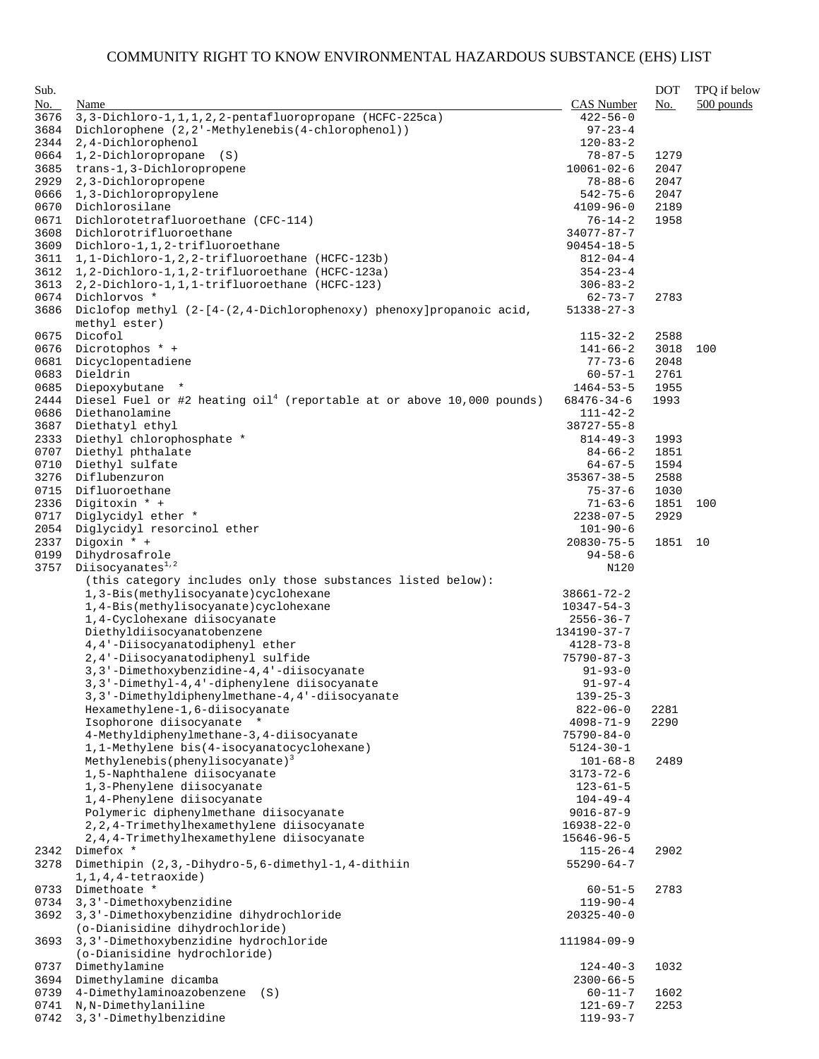# COMMUNITY RIGHT TO KNOW ENVIRONMENTAL HAZARDOUS SUBSTANCE (EHS) LIST

| Sub. No. | Name | CAS Number | DOT No. | TPQ if below 500 pounds |
|---|---|---|---|---|
| 3676 | 3,3-Dichloro-1,1,1,2,2-pentafluoropropane (HCFC-225ca) | 422-56-0 | | |
| 3684 | Dichlorophene (2,2'-Methylenebis(4-chlorophenol)) | 97-23-4 | | |
| 2344 | 2,4-Dichlorophenol | 120-83-2 | | |
| 0664 | 1,2-Dichloropropane (S) | 78-87-5 | 1279 | |
| 3685 | trans-1,3-Dichloropropene | 10061-02-6 | 2047 | |
| 2929 | 2,3-Dichloropropene | 78-88-6 | 2047 | |
| 0666 | 1,3-Dichloropropylene | 542-75-6 | 2047 | |
| 0670 | Dichlorosilane | 4109-96-0 | 2189 | |
| 0671 | Dichlorotetrafluoroethane (CFC-114) | 76-14-2 | 1958 | |
| 3608 | Dichlorotrifluoroethane | 34077-87-7 | | |
| 3609 | Dichloro-1,1,2-trifluoroethane | 90454-18-5 | | |
| 3611 | 1,1-Dichloro-1,2,2-trifluoroethane (HCFC-123b) | 812-04-4 | | |
| 3612 | 1,2-Dichloro-1,1,2-trifluoroethane (HCFC-123a) | 354-23-4 | | |
| 3613 | 2,2-Dichloro-1,1,1-trifluoroethane (HCFC-123) | 306-83-2 | | |
| 0674 | Dichlorvos * | 62-73-7 | 2783 | |
| 3686 | Diclofop methyl (2-[4-(2,4-Dichlorophenoxy) phenoxy]propanoic acid, methyl ester) | 51338-27-3 | | |
| 0675 | Dicofol | 115-32-2 | 2588 | |
| 0676 | Dicrotophos * + | 141-66-2 | 3018 | 100 |
| 0681 | Dicyclopentadiene | 77-73-6 | 2048 | |
| 0683 | Dieldrin | 60-57-1 | 2761 | |
| 0685 | Diepoxybutane * | 1464-53-5 | 1955 | |
| 2444 | Diesel Fuel or #2 heating oil[4] (reportable at or above 10,000 pounds) | 68476-34-6 | 1993 | |
| 0686 | Diethanolamine | 111-42-2 | | |
| 3687 | Diethatyl ethyl | 38727-55-8 | | |
| 2333 | Diethyl chlorophosphate * | 814-49-3 | 1993 | |
| 0707 | Diethyl phthalate | 84-66-2 | 1851 | |
| 0710 | Diethyl sulfate | 64-67-5 | 1594 | |
| 3276 | Diflubenzuron | 35367-38-5 | 2588 | |
| 0715 | Difluoroethane | 75-37-6 | 1030 | |
| 2336 | Digitoxin * + | 71-63-6 | 1851 | 100 |
| 0717 | Diglycidyl ether * | 2238-07-5 | 2929 | |
| 2054 | Diglycidyl resorcinol ether | 101-90-6 | | |
| 2337 | Digoxin * + | 20830-75-5 | 1851 | 10 |
| 0199 | Dihydrosafrole | 94-58-6 | | |
| 3757 | Diisocyanates[1,2] (this category includes only those substances listed below): | N120 | | |
| | 1,3-Bis(methylisocyanate)cyclohexane | 38661-72-2 | | |
| | 1,4-Bis(methylisocyanate)cyclohexane | 10347-54-3 | | |
| | 1,4-Cyclohexane diisocyanate | 2556-36-7 | | |
| | Diethyldiisocyanatobenzene | 134190-37-7 | | |
| | 4,4'-Diisocyanatodiphenyl ether | 4128-73-8 | | |
| | 2,4'-Diisocyanatodiphenyl sulfide | 75790-87-3 | | |
| | 3,3'-Dimethoxybenzidine-4,4'-diisocyanate | 91-93-0 | | |
| | 3,3'-Dimethyl-4,4'-diphenylene diisocyanate | 91-97-4 | | |
| | 3,3'-Dimethyldiphenylmethane-4,4'-diisocyanate | 139-25-3 | | |
| | Hexamethylene-1,6-diisocyanate | 822-06-0 | 2281 | |
| | Isophorone diisocyanate * | 4098-71-9 | 2290 | |
| | 4-Methyldiphenylmethane-3,4-diisocyanate | 75790-84-0 | | |
| | 1,1-Methylene bis(4-isocyanatocyclohexane) | 5124-30-1 | | |
| | Methylenebis(phenylisocyanate)[3] | 101-68-8 | 2489 | |
| | 1,5-Naphthalene diisocyanate | 3173-72-6 | | |
| | 1,3-Phenylene diisocyanate | 123-61-5 | | |
| | 1,4-Phenylene diisocyanate | 104-49-4 | | |
| | Polymeric diphenylmethane diisocyanate | 9016-87-9 | | |
| | 2,2,4-Trimethylhexamethylene diisocyanate | 16938-22-0 | | |
| | 2,4,4-Trimethylhexamethylene diisocyanate | 15646-96-5 | | |
| 2342 | Dimefox * | 115-26-4 | 2902 | |
| 3278 | Dimethipin (2,3,-Dihydro-5,6-dimethyl-1,4-dithiin 1,1,4,4-tetraoxide) | 55290-64-7 | | |
| 0733 | Dimethoate * | 60-51-5 | 2783 | |
| 0734 | 3,3'-Dimethoxybenzidine | 119-90-4 | | |
| 3692 | 3,3'-Dimethoxybenzidine dihydrochloride (o-Dianisidine dihydrochloride) | 20325-40-0 | | |
| 3693 | 3,3'-Dimethoxybenzidine hydrochloride (o-Dianisidine hydrochloride) | 111984-09-9 | | |
| 0737 | Dimethylamine | 124-40-3 | 1032 | |
| 3694 | Dimethylamine dicamba | 2300-66-5 | | |
| 0739 | 4-Dimethylaminoazobenzene (S) | 60-11-7 | 1602 | |
| 0741 | N,N-Dimethylaniline | 121-69-7 | 2253 | |
| 0742 | 3,3'-Dimethylbenzidine | 119-93-7 | | |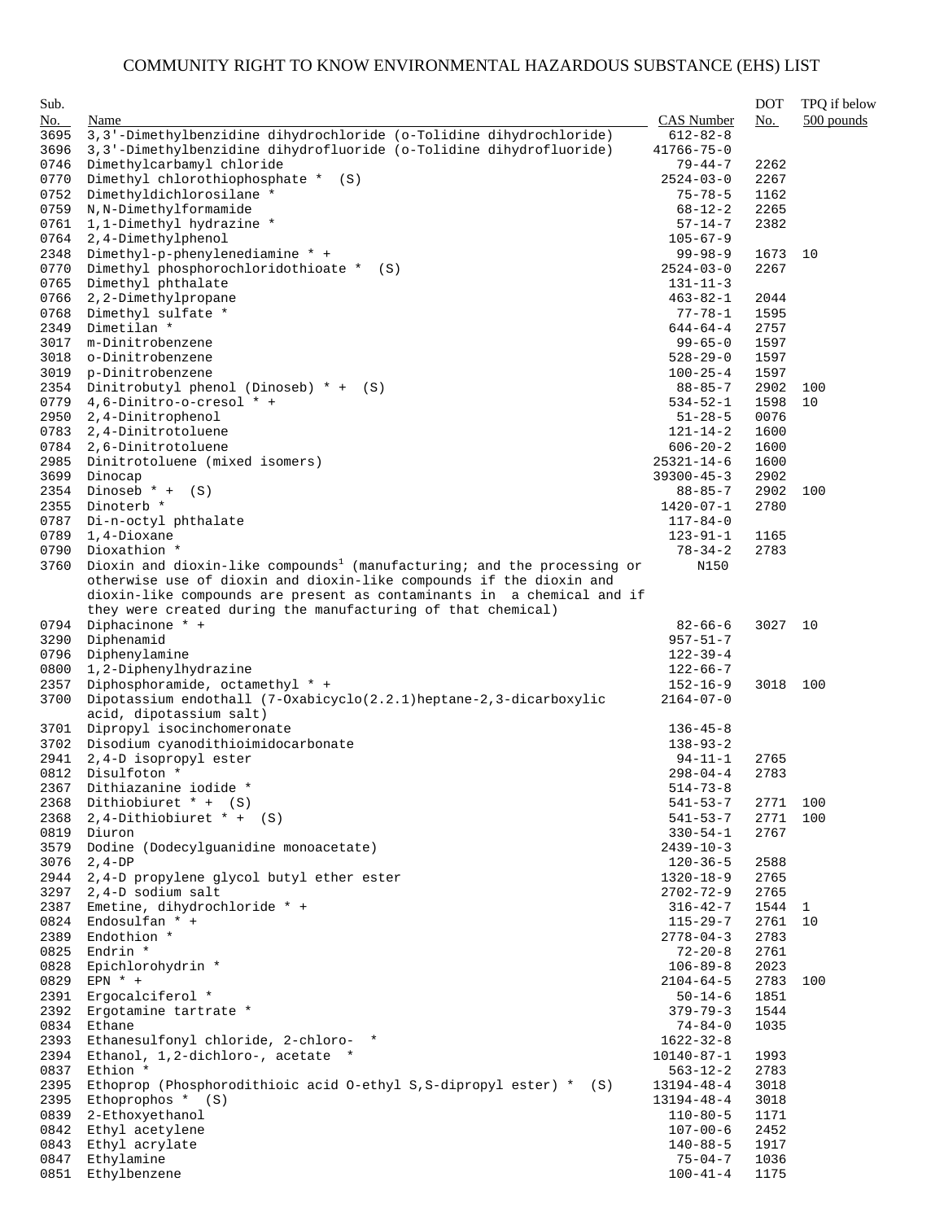# COMMUNITY RIGHT TO KNOW ENVIRONMENTAL HAZARDOUS SUBSTANCE (EHS) LIST

| Sub. No. | Name | CAS Number | DOT No. | TPQ if below 500 pounds |
|---|---|---|---|---|
| 3695 | 3,3'-Dimethylbenzidine dihydrochloride (o-Tolidine dihydrochloride) | 612-82-8 | | |
| 3696 | 3,3'-Dimethylbenzidine dihydrofluoride (o-Tolidine dihydrofluoride) | 41766-75-0 | | |
| 0746 | Dimethylcarbamyl chloride | 79-44-7 | 2262 | |
| 0770 | Dimethyl chlorothiophosphate * (S) | 2524-03-0 | 2267 | |
| 0752 | Dimethyldichlorosilane * | 75-78-5 | 1162 | |
| 0759 | N,N-Dimethylformamide | 68-12-2 | 2265 | |
| 0761 | 1,1-Dimethyl hydrazine * | 57-14-7 | 2382 | |
| 0764 | 2,4-Dimethylphenol | 105-67-9 | | |
| 2348 | Dimethyl-p-phenylenediamine * + | 99-98-9 | 1673 | 10 |
| 0770 | Dimethyl phosphorochloridothioate * (S) | 2524-03-0 | 2267 | |
| 0765 | Dimethyl phthalate | 131-11-3 | | |
| 0766 | 2,2-Dimethylpropane | 463-82-1 | 2044 | |
| 0768 | Dimethyl sulfate * | 77-78-1 | 1595 | |
| 2349 | Dimetilan * | 644-64-4 | 2757 | |
| 3017 | m-Dinitrobenzene | 99-65-0 | 1597 | |
| 3018 | o-Dinitrobenzene | 528-29-0 | 1597 | |
| 3019 | p-Dinitrobenzene | 100-25-4 | 1597 | |
| 2354 | Dinitrobutyl phenol (Dinoseb) * + (S) | 88-85-7 | 2902 | 100 |
| 0779 | 4,6-Dinitro-o-cresol * + | 534-52-1 | 1598 | 10 |
| 2950 | 2,4-Dinitrophenol | 51-28-5 | 0076 | |
| 0783 | 2,4-Dinitrotoluene | 121-14-2 | 1600 | |
| 0784 | 2,6-Dinitrotoluene | 606-20-2 | 1600 | |
| 2985 | Dinitrotoluene (mixed isomers) | 25321-14-6 | 1600 | |
| 3699 | Dinocap | 39300-45-3 | 2902 | |
| 2354 | Dinoseb * + (S) | 88-85-7 | 2902 | 100 |
| 2355 | Dinoterb * | 1420-07-1 | 2780 | |
| 0787 | Di-n-octyl phthalate | 117-84-0 | | |
| 0789 | 1,4-Dioxane | 123-91-1 | 1165 | |
| 0790 | Dioxathion * | 78-34-2 | 2783 | |
| 3760 | Dioxin and dioxin-like compounds[1] (manufacturing; and the processing or otherwise use of dioxin and dioxin-like compounds if the dioxin and dioxin-like compounds are present as contaminants in a chemical and if they were created during the manufacturing of that chemical) | N150 | | |
| 0794 | Diphacinone * + | 82-66-6 | 3027 | 10 |
| 3290 | Diphenamid | 957-51-7 | | |
| 0796 | Diphenylamine | 122-39-4 | | |
| 0800 | 1,2-Diphenylhydrazine | 122-66-7 | | |
| 2357 | Diphosphoramide, octamethyl * + | 152-16-9 | 3018 | 100 |
| 3700 | Dipotassium endothall (7-Oxabicyclo(2.2.1)heptane-2,3-dicarboxylic acid, dipotassium salt) | 2164-07-0 | | |
| 3701 | Dipropyl isocinchomeronate | 136-45-8 | | |
| 3702 | Disodium cyanodithioimidocarbonate | 138-93-2 | | |
| 2941 | 2,4-D isopropyl ester | 94-11-1 | 2765 | |
| 0812 | Disulfoton * | 298-04-4 | 2783 | |
| 2367 | Dithiazanine iodide * | 514-73-8 | | |
| 2368 | Dithiobiuret * + (S) | 541-53-7 | 2771 | 100 |
| 2368 | 2,4-Dithiobiuret * + (S) | 541-53-7 | 2771 | 100 |
| 0819 | Diuron | 330-54-1 | 2767 | |
| 3579 | Dodine (Dodecylguanidine monoacetate) | 2439-10-3 | | |
| 3076 | 2,4-DP | 120-36-5 | 2588 | |
| 2944 | 2,4-D propylene glycol butyl ether ester | 1320-18-9 | 2765 | |
| 3297 | 2,4-D sodium salt | 2702-72-9 | 2765 | |
| 2387 | Emetine, dihydrochloride * + | 316-42-7 | 1544 | 1 |
| 0824 | Endosulfan * + | 115-29-7 | 2761 | 10 |
| 2389 | Endothion * | 2778-04-3 | 2783 | |
| 0825 | Endrin * | 72-20-8 | 2761 | |
| 0828 | Epichlorohydrin * | 106-89-8 | 2023 | |
| 0829 | EPN * + | 2104-64-5 | 2783 | 100 |
| 2391 | Ergocalciferol * | 50-14-6 | 1851 | |
| 2392 | Ergotamine tartrate * | 379-79-3 | 1544 | |
| 0834 | Ethane | 74-84-0 | 1035 | |
| 2393 | Ethanesulfonyl chloride, 2-chloro- * | 1622-32-8 | | |
| 2394 | Ethanol, 1,2-dichloro-, acetate * | 10140-87-1 | 1993 | |
| 0837 | Ethion * | 563-12-2 | 2783 | |
| 2395 | Ethoprop (Phosphorodithioic acid O-ethyl S,S-dipropyl ester) * (S) | 13194-48-4 | 3018 | |
| 2395 | Ethoprophos * (S) | 13194-48-4 | 3018 | |
| 0839 | 2-Ethoxyethanol | 110-80-5 | 1171 | |
| 0842 | Ethyl acetylene | 107-00-6 | 2452 | |
| 0843 | Ethyl acrylate | 140-88-5 | 1917 | |
| 0847 | Ethylamine | 75-04-7 | 1036 | |
| 0851 | Ethylbenzene | 100-41-4 | 1175 | |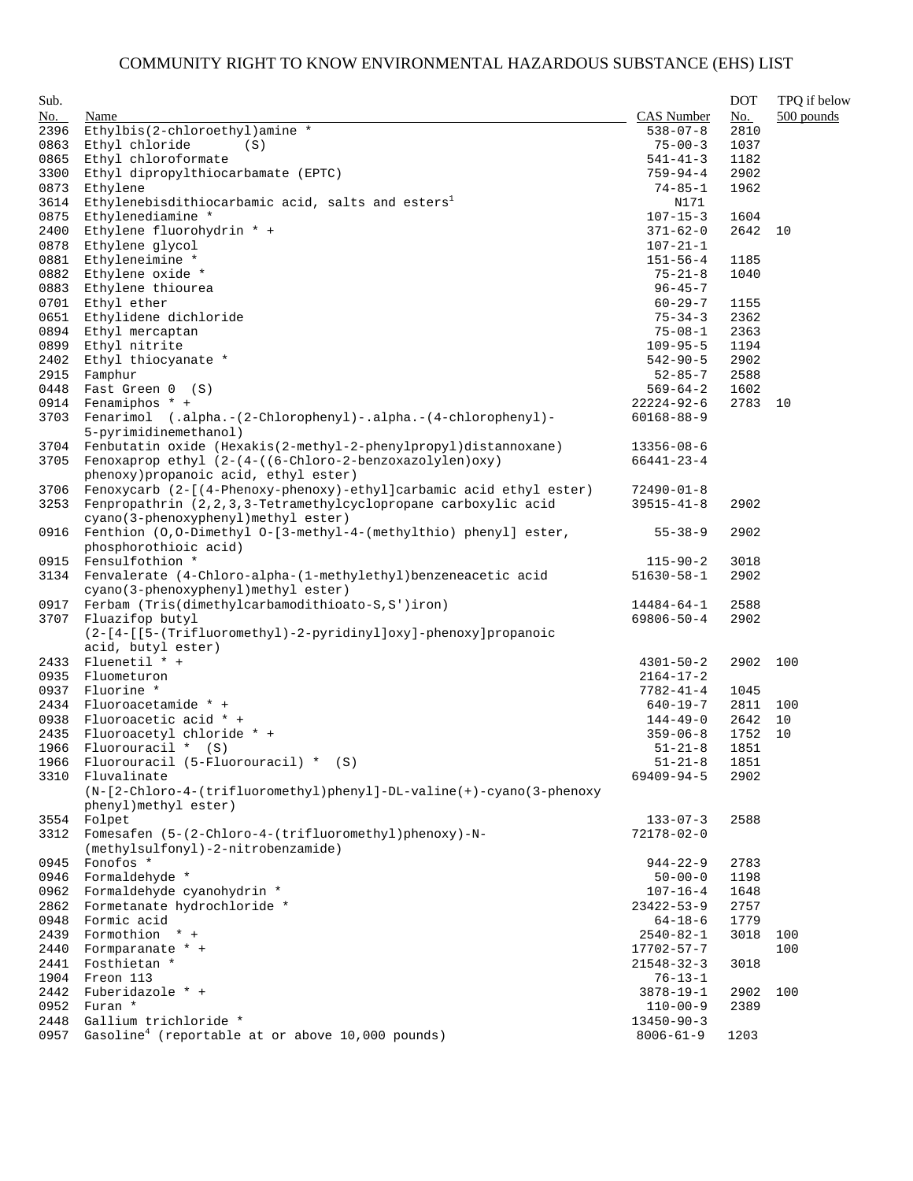# COMMUNITY RIGHT TO KNOW ENVIRONMENTAL HAZARDOUS SUBSTANCE (EHS) LIST

| Sub. No. | Name | CAS Number | DOT No. | TPQ if below 500 pounds |
|---|---|---|---|---|
| 2396 | Ethylbis(2-chloroethyl)amine * | 538-07-8 | 2810 | |
| 0863 | Ethyl chloride (S) | 75-00-3 | 1037 | |
| 0865 | Ethyl chloroformate | 541-41-3 | 1182 | |
| 3300 | Ethyl dipropylthiocarbamate (EPTC) | 759-94-4 | 2902 | |
| 0873 | Ethylene | 74-85-1 | 1962 | |
| 3614 | Ethylenebisdithiocarbamic acid, salts and esters[1] | N171 | | |
| 0875 | Ethylenediamine * | 107-15-3 | 1604 | |
| 2400 | Ethylene fluorohydrin * + | 371-62-0 | 2642 | 10 |
| 0878 | Ethylene glycol | 107-21-1 | | |
| 0881 | Ethyleneimine * | 151-56-4 | 1185 | |
| 0882 | Ethylene oxide * | 75-21-8 | 1040 | |
| 0883 | Ethylene thiourea | 96-45-7 | | |
| 0701 | Ethyl ether | 60-29-7 | 1155 | |
| 0651 | Ethylidene dichloride | 75-34-3 | 2362 | |
| 0894 | Ethyl mercaptan | 75-08-1 | 2363 | |
| 0899 | Ethyl nitrite | 109-95-5 | 1194 | |
| 2402 | Ethyl thiocyanate * | 542-90-5 | 2902 | |
| 2915 | Famphur | 52-85-7 | 2588 | |
| 0448 | Fast Green 0 (S) | 569-64-2 | 1602 | |
| 0914 | Fenamiphos * + | 22224-92-6 | 2783 | 10 |
| 3703 | Fenarimol (.alpha.-(2-Chlorophenyl)-.alpha.-(4-chlorophenyl)-5-pyrimidinemethanol) | 60168-88-9 | | |
| 3704 | Fenbutatin oxide (Hexakis(2-methyl-2-phenylpropyl)distannoxane) | 13356-08-6 | | |
| 3705 | Fenoxaprop ethyl (2-(4-((6-Chloro-2-benzoxazolylen)oxy) phenoxy)propanoic acid, ethyl ester) | 66441-23-4 | | |
| 3706 | Fenoxycarb (2-[(4-Phenoxy-phenoxy)-ethyl]carbamic acid ethyl ester) | 72490-01-8 | | |
| 3253 | Fenpropathrin (2,2,3,3-Tetramethylcyclopropane carboxylic acid cyano(3-phenoxyphenyl)methyl ester) | 39515-41-8 | 2902 | |
| 0916 | Fenthion (O,O-Dimethyl O-[3-methyl-4-(methylthio) phenyl] ester, phosphorothioic acid) | 55-38-9 | 2902 | |
| 0915 | Fensulfothion * | 115-90-2 | 3018 | |
| 3134 | Fenvalerate (4-Chloro-alpha-(1-methylethyl)benzeneacetic acid cyano(3-phenoxyphenyl)methyl ester) | 51630-58-1 | 2902 | |
| 0917 | Ferbam (Tris(dimethylcarbamodithioato-S,S')iron) | 14484-64-1 | 2588 | |
| 3707 | Fluazifop butyl (2-[4-[[5-(Trifluoromethyl)-2-pyridinyl]oxy]-phenoxy]propanoic acid, butyl ester) | 69806-50-4 | 2902 | |
| 2433 | Fluenetil * + | 4301-50-2 | 2902 | 100 |
| 0935 | Fluometuron | 2164-17-2 | | |
| 0937 | Fluorine * | 7782-41-4 | 1045 | |
| 2434 | Fluoroacetamide * + | 640-19-7 | 2811 | 100 |
| 0938 | Fluoroacetic acid * + | 144-49-0 | 2642 | 10 |
| 2435 | Fluoroacetyl chloride * + | 359-06-8 | 1752 | 10 |
| 1966 | Fluorouracil * (S) | 51-21-8 | 1851 | |
| 1966 | Fluorouracil (5-Fluorouracil) * (S) | 51-21-8 | 1851 | |
| 3310 | Fluvalinate (N-[2-Chloro-4-(trifluoromethyl)phenyl]-DL-valine(+)-cyano(3-phenoxy phenyl)methyl ester) | 69409-94-5 | 2902 | |
| 3554 | Folpet | 133-07-3 | 2588 | |
| 3312 | Fomesafen (5-(2-Chloro-4-(trifluoromethyl)phenoxy)-N-(methylsulfonyl)-2-nitrobenzamide) | 72178-02-0 | | |
| 0945 | Fonofos * | 944-22-9 | 2783 | |
| 0946 | Formaldehyde * | 50-00-0 | 1198 | |
| 0962 | Formaldehyde cyanohydrin * | 107-16-4 | 1648 | |
| 2862 | Formetanate hydrochloride * | 23422-53-9 | 2757 | |
| 0948 | Formic acid | 64-18-6 | 1779 | |
| 2439 | Formothion * + | 2540-82-1 | 3018 | 100 |
| 2440 | Formparanate * + | 17702-57-7 | | 100 |
| 2441 | Fosthietan * | 21548-32-3 | 3018 | |
| 1904 | Freon 113 | 76-13-1 | | |
| 2442 | Fuberidazole * + | 3878-19-1 | 2902 | 100 |
| 0952 | Furan * | 110-00-9 | 2389 | |
| 2448 | Gallium trichloride * | 13450-90-3 | | |
| 0957 | Gasoline[4] (reportable at or above 10,000 pounds) | 8006-61-9 | 1203 | |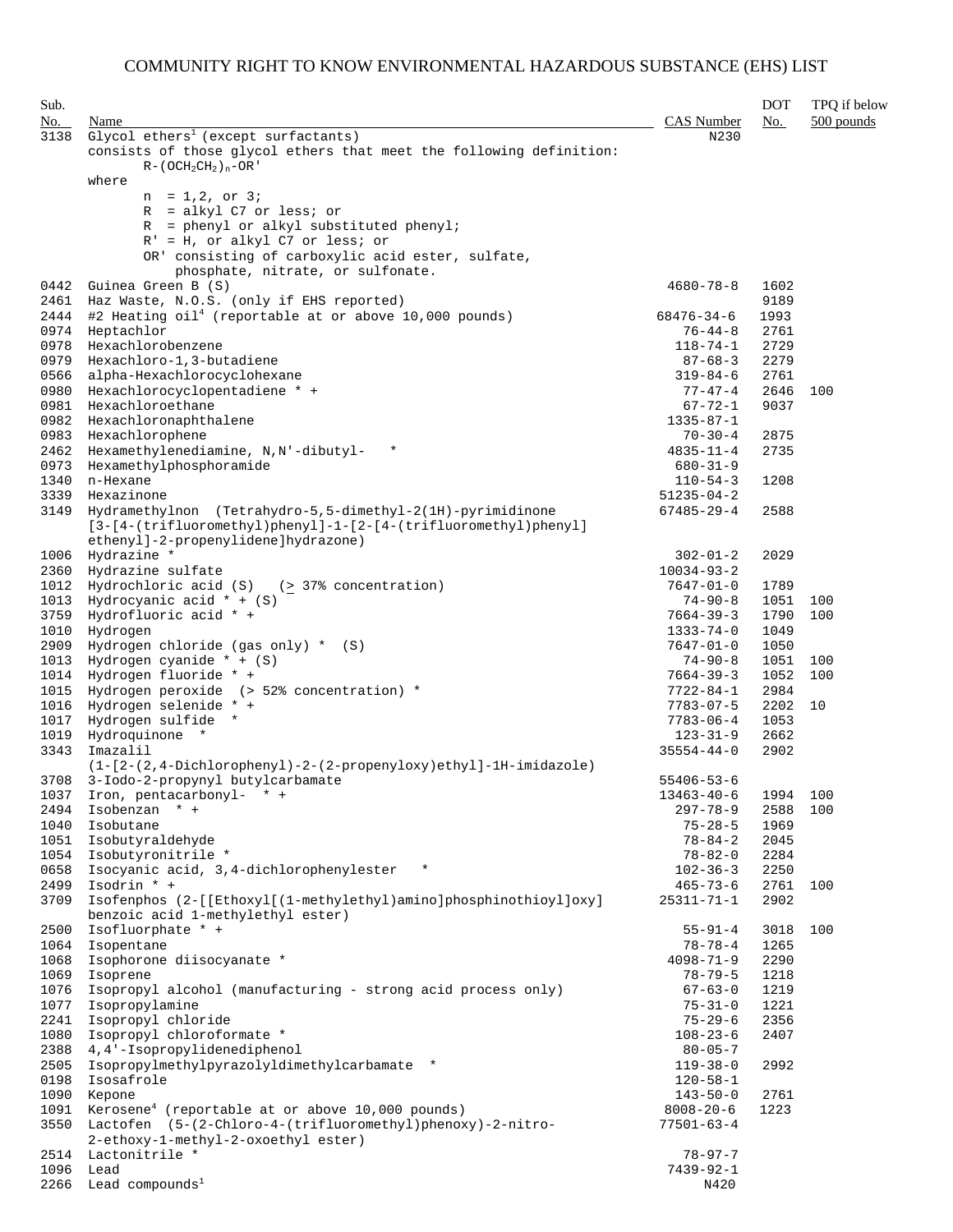# COMMUNITY RIGHT TO KNOW ENVIRONMENTAL HAZARDOUS SUBSTANCE (EHS) LIST

| Sub. No. | Name | CAS Number | DOT No. | TPQ if below 500 pounds |
|---|---|---|---|---|
| 3138 | Glycol ethers[1] (except surfactants) consists of those glycol ethers that meet the following definition: $R-(OCH_2CH_2)_n-OR'$ where n = 1,2, or 3; R = alkyl C7 or less; or R = phenyl or alkyl substituted phenyl; R' = H, or alkyl C7 or less; or OR' consisting of carboxylic acid ester, sulfate, phosphate, nitrate, or sulfonate. | N230 | | |
| 0442 | Guinea Green B (S) | 4680-78-8 | 1602 | |
| 2461 | Haz Waste, N.O.S. (only if EHS reported) | | 9189 | |
| 2444 | #2 Heating oil[4] (reportable at or above 10,000 pounds) | 68476-34-6 | 1993 | |
| 0974 | Heptachlor | 76-44-8 | 2761 | |
| 0978 | Hexachlorobenzene | 118-74-1 | 2729 | |
| 0979 | Hexachloro-1,3-butadiene | 87-68-3 | 2279 | |
| 0566 | alpha-Hexachlorocyclohexane | 319-84-6 | 2761 | |
| 0980 | Hexachlorocyclopentadiene * + | 77-47-4 | 2646 | 100 |
| 0981 | Hexachloroethane | 67-72-1 | 9037 | |
| 0982 | Hexachloronaphthalene | 1335-87-1 | | |
| 0983 | Hexachlorophene | 70-30-4 | 2875 | |
| 2462 | Hexamethylenediamine, N,N'-dibutyl- * | 4835-11-4 | 2735 | |
| 0973 | Hexamethylphosphoramide | 680-31-9 | | |
| 1340 | n-Hexane | 110-54-3 | 1208 | |
| 3339 | Hexazinone | 51235-04-2 | | |
| 3149 | Hydramethylnon (Tetrahydro-5,5-dimethyl-2(1H)-pyrimidinone [3-[4-(trifluoromethyl)phenyl]-1-[2-[4-(trifluoromethyl)phenyl] ethenyl]-2-propenylidene]hydrazone) | 67485-29-4 | 2588 | |
| 1006 | Hydrazine * | 302-01-2 | 2029 | |
| 2360 | Hydrazine sulfate | 10034-93-2 | | |
| 1012 | Hydrochloric acid (S) (≥ 37% concentration) | 7647-01-0 | 1789 | |
| 1013 | Hydrocyanic acid * + (S) | 74-90-8 | 1051 | 100 |
| 3759 | Hydrofluoric acid * + | 7664-39-3 | 1790 | 100 |
| 1010 | Hydrogen | 1333-74-0 | 1049 | |
| 2909 | Hydrogen chloride (gas only) * (S) | 7647-01-0 | 1050 | |
| 1013 | Hydrogen cyanide * + (S) | 74-90-8 | 1051 | 100 |
| 1014 | Hydrogen fluoride * + | 7664-39-3 | 1052 | 100 |
| 1015 | Hydrogen peroxide (> 52% concentration) * | 7722-84-1 | 2984 | |
| 1016 | Hydrogen selenide * + | 7783-07-5 | 2202 | 10 |
| 1017 | Hydrogen sulfide * | 7783-06-4 | 1053 | |
| 1019 | Hydroquinone * | 123-31-9 | 2662 | |
| 3343 | Imazalil (1-[2-(2,4-Dichlorophenyl)-2-(2-propenyloxy)ethyl]-1H-imidazole) | 35554-44-0 | 2902 | |
| 3708 | 3-Iodo-2-propynyl butylcarbamate | 55406-53-6 | | |
| 1037 | Iron, pentacarbonyl- * + | 13463-40-6 | 1994 | 100 |
| 2494 | Isobenzan * + | 297-78-9 | 2588 | 100 |
| 1040 | Isobutane | 75-28-5 | 1969 | |
| 1051 | Isobutyraldehyde | 78-84-2 | 2045 | |
| 1054 | Isobutyronitrile * | 78-82-0 | 2284 | |
| 0658 | Isocyanic acid, 3,4-dichlorophenylester * | 102-36-3 | 2250 | |
| 2499 | Isodrin * + | 465-73-6 | 2761 | 100 |
| 3709 | Isofenphos (2-[[Ethoxyl[(1-methylethyl)amino]phosphinothioyl]oxy] benzoic acid 1-methylethyl ester) | 25311-71-1 | 2902 | |
| 2500 | Isofluorphate * + | 55-91-4 | 3018 | 100 |
| 1064 | Isopentane | 78-78-4 | 1265 | |
| 1068 | Isophorone diisocyanate * | 4098-71-9 | 2290 | |
| 1069 | Isoprene | 78-79-5 | 1218 | |
| 1076 | Isopropyl alcohol (manufacturing - strong acid process only) | 67-63-0 | 1219 | |
| 1077 | Isopropylamine | 75-31-0 | 1221 | |
| 2241 | Isopropyl chloride | 75-29-6 | 2356 | |
| 1080 | Isopropyl chloroformate * | 108-23-6 | 2407 | |
| 2388 | 4,4'-Isopropylidenediphenol | 80-05-7 | | |
| 2505 | Isopropylmethylpyrazolyldimethylcarbamate * | 119-38-0 | 2992 | |
| 0198 | Isosafrole | 120-58-1 | | |
| 1090 | Kepone | 143-50-0 | 2761 | |
| 1091 | Kerosene[4] (reportable at or above 10,000 pounds) | 8008-20-6 | 1223 | |
| 3550 | Lactofen (5-(2-Chloro-4-(trifluoromethyl)phenoxy)-2-nitro- 2-ethoxy-1-methyl-2-oxoethyl ester) | 77501-63-4 | | |
| 2514 | Lactonitrile * | 78-97-7 | | |
| 1096 | Lead | 7439-92-1 | | |
| 2266 | Lead compounds[1] | N420 | | |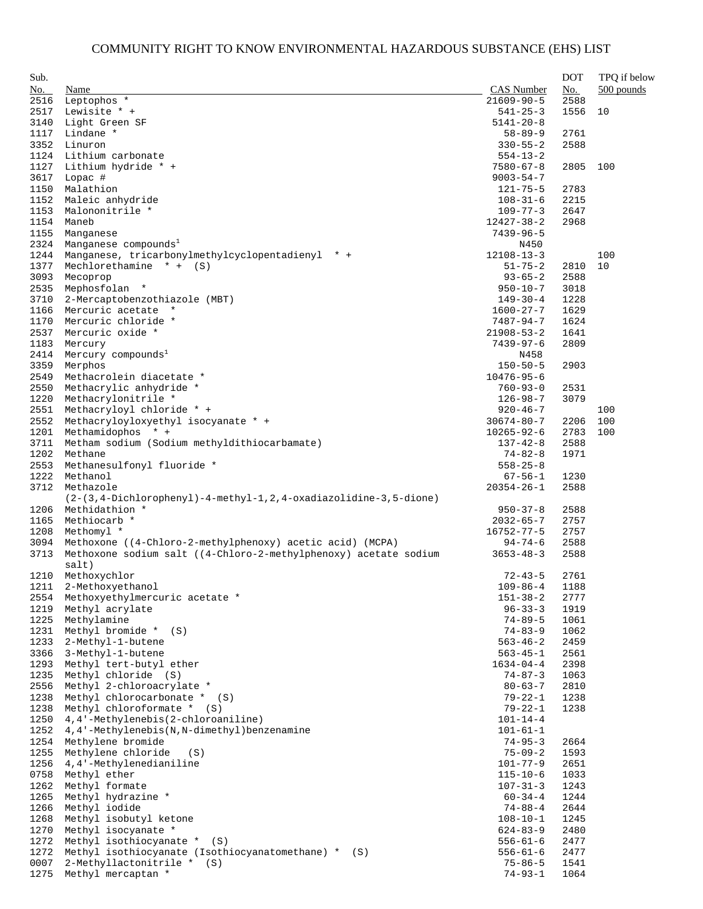# COMMUNITY RIGHT TO KNOW ENVIRONMENTAL HAZARDOUS SUBSTANCE (EHS) LIST

| Sub. No. | Name | CAS Number | DOT No. | TPQ if below 500 pounds |
|---|---|---|---|---|
| 2516 | Leptophos * | 21609-90-5 | 2588 | |
| 2517 | Lewisite * + | 541-25-3 | 1556 | 10 |
| 3140 | Light Green SF | 5141-20-8 | | |
| 1117 | Lindane * | 58-89-9 | 2761 | |
| 3352 | Linuron | 330-55-2 | 2588 | |
| 1124 | Lithium carbonate | 554-13-2 | | |
| 1127 | Lithium hydride * + | 7580-67-8 | 2805 | 100 |
| 3617 | Lopac # | 9003-54-7 | | |
| 1150 | Malathion | 121-75-5 | 2783 | |
| 1152 | Maleic anhydride | 108-31-6 | 2215 | |
| 1153 | Malononitrile * | 109-77-3 | 2647 | |
| 1154 | Maneb | 12427-38-2 | 2968 | |
| 1155 | Manganese | 7439-96-5 | | |
| 2324 | Manganese compounds[1] | N450 | | |
| 1244 | Manganese, tricarbonylmethylcyclopentadienyl * + | 12108-13-3 | | 100 |
| 1377 | Mechlorethamine * + (S) | 51-75-2 | 2810 | 10 |
| 3093 | Mecoprop | 93-65-2 | 2588 | |
| 2535 | Mephosfolan * | 950-10-7 | 3018 | |
| 3710 | 2-Mercaptobenzothiazole (MBT) | 149-30-4 | 1228 | |
| 1166 | Mercuric acetate * | 1600-27-7 | 1629 | |
| 1170 | Mercuric chloride * | 7487-94-7 | 1624 | |
| 2537 | Mercuric oxide * | 21908-53-2 | 1641 | |
| 1183 | Mercury | 7439-97-6 | 2809 | |
| 2414 | Mercury compounds[1] | N458 | | |
| 3359 | Merphos | 150-50-5 | 2903 | |
| 2549 | Methacrolein diacetate * | 10476-95-6 | | |
| 2550 | Methacrylic anhydride * | 760-93-0 | 2531 | |
| 1220 | Methacrylonitrile * | 126-98-7 | 3079 | |
| 2551 | Methacryloyl chloride * + | 920-46-7 | | 100 |
| 2552 | Methacryloyloxyethyl isocyanate * + | 30674-80-7 | 2206 | 100 |
| 1201 | Methamidophos * + | 10265-92-6 | 2783 | 100 |
| 3711 | Metham sodium (Sodium methyldithiocarbamate) | 137-42-8 | 2588 | |
| 1202 | Methane | 74-82-8 | 1971 | |
| 2553 | Methanesulfonyl fluoride * | 558-25-8 | | |
| 1222 | Methanol | 67-56-1 | 1230 | |
| 3712 | Methazole (2-(3,4-Dichlorophenyl)-4-methyl-1,2,4-oxadiazolidine-3,5-dione) | 20354-26-1 | 2588 | |
| 1206 | Methidathion * | 950-37-8 | 2588 | |
| 1165 | Methiocarb * | 2032-65-7 | 2757 | |
| 1208 | Methomyl * | 16752-77-5 | 2757 | |
| 3094 | Methoxone ((4-Chloro-2-methylphenoxy) acetic acid) (MCPA) | 94-74-6 | 2588 | |
| 3713 | Methoxone sodium salt ((4-Chloro-2-methylphenoxy) acetate sodium salt) | 3653-48-3 | 2588 | |
| 1210 | Methoxychlor | 72-43-5 | 2761 | |
| 1211 | 2-Methoxyethanol | 109-86-4 | 1188 | |
| 2554 | Methoxyethylmercuric acetate * | 151-38-2 | 2777 | |
| 1219 | Methyl acrylate | 96-33-3 | 1919 | |
| 1225 | Methylamine | 74-89-5 | 1061 | |
| 1231 | Methyl bromide * (S) | 74-83-9 | 1062 | |
| 1233 | 2-Methyl-1-butene | 563-46-2 | 2459 | |
| 3366 | 3-Methyl-1-butene | 563-45-1 | 2561 | |
| 1293 | Methyl tert-butyl ether | 1634-04-4 | 2398 | |
| 1235 | Methyl chloride (S) | 74-87-3 | 1063 | |
| 2556 | Methyl 2-chloroacrylate * | 80-63-7 | 2810 | |
| 1238 | Methyl chlorocarbonate * (S) | 79-22-1 | 1238 | |
| 1238 | Methyl chloroformate * (S) | 79-22-1 | 1238 | |
| 1250 | 4,4'-Methylenebis(2-chloroaniline) | 101-14-4 | | |
| 1252 | 4,4'-Methylenebis(N,N-dimethyl)benzenamine | 101-61-1 | | |
| 1254 | Methylene bromide | 74-95-3 | 2664 | |
| 1255 | Methylene chloride (S) | 75-09-2 | 1593 | |
| 1256 | 4,4'-Methylenedianiline | 101-77-9 | 2651 | |
| 0758 | Methyl ether | 115-10-6 | 1033 | |
| 1262 | Methyl formate | 107-31-3 | 1243 | |
| 1265 | Methyl hydrazine * | 60-34-4 | 1244 | |
| 1266 | Methyl iodide | 74-88-4 | 2644 | |
| 1268 | Methyl isobutyl ketone | 108-10-1 | 1245 | |
| 1270 | Methyl isocyanate * | 624-83-9 | 2480 | |
| 1272 | Methyl isothiocyanate * (S) | 556-61-6 | 2477 | |
| 1272 | Methyl isothiocyanate (Isothiocyanatomethane) * (S) | 556-61-6 | 2477 | |
| 0007 | 2-Methyllactonitrile * (S) | 75-86-5 | 1541 | |
| 1275 | Methyl mercaptan * | 74-93-1 | 1064 | |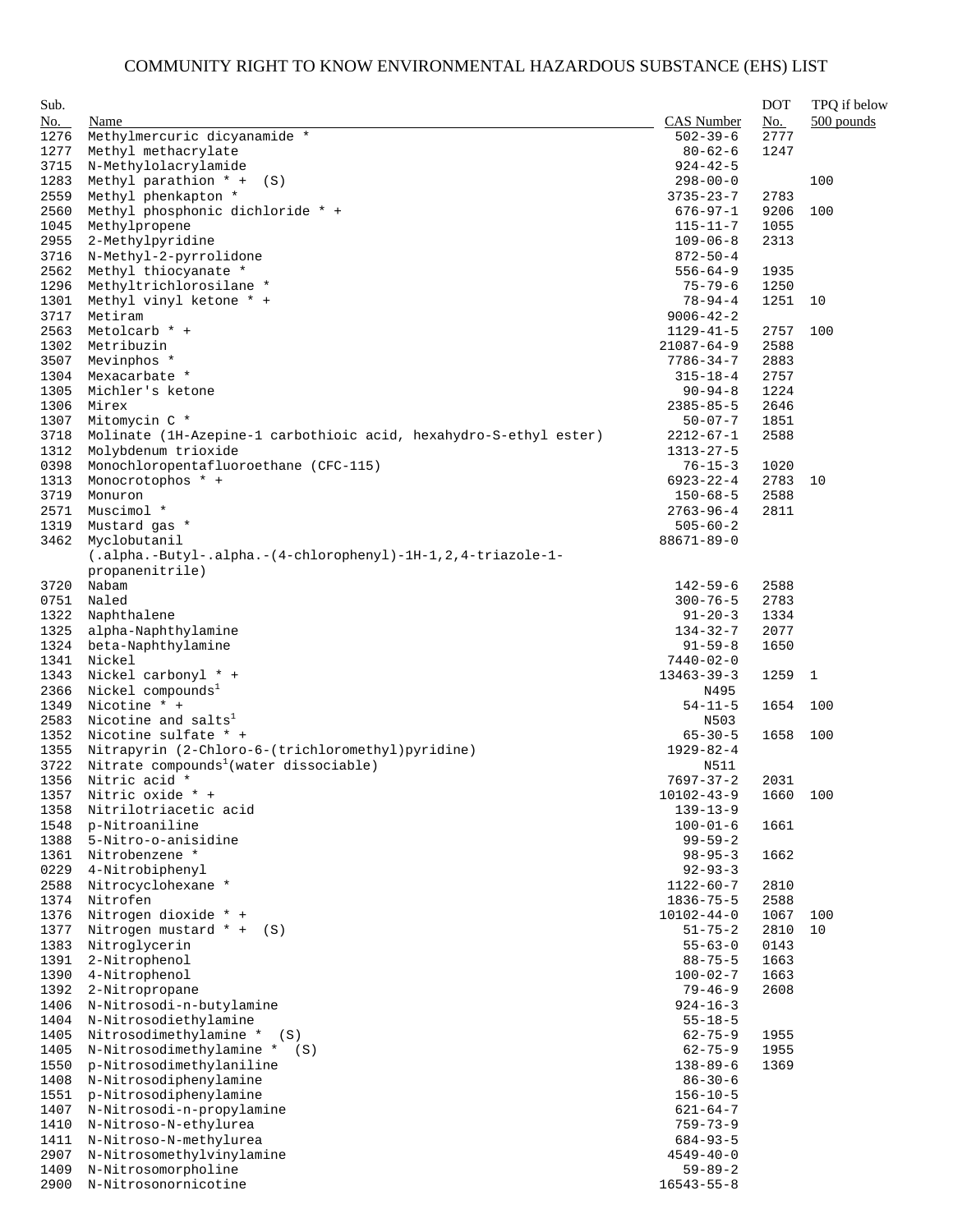# COMMUNITY RIGHT TO KNOW ENVIRONMENTAL HAZARDOUS SUBSTANCE (EHS) LIST

| Sub. No. | Name | CAS Number | DOT No. | TPQ if below 500 pounds |
|---|---|---|---|---|
| 1276 | Methylmercuric dicyanamide * | 502-39-6 | 2777 | |
| 1277 | Methyl methacrylate | 80-62-6 | 1247 | |
| 3715 | N-Methylolacrylamide | 924-42-5 | | |
| 1283 | Methyl parathion * + (S) | 298-00-0 | | 100 |
| 2559 | Methyl phenkapton * | 3735-23-7 | 2783 | |
| 2560 | Methyl phosphonic dichloride * + | 676-97-1 | 9206 | 100 |
| 1045 | Methylpropene | 115-11-7 | 1055 | |
| 2955 | 2-Methylpyridine | 109-06-8 | 2313 | |
| 3716 | N-Methyl-2-pyrrolidone | 872-50-4 | | |
| 2562 | Methyl thiocyanate * | 556-64-9 | 1935 | |
| 1296 | Methyltrichlorosilane * | 75-79-6 | 1250 | |
| 1301 | Methyl vinyl ketone * + | 78-94-4 | 1251 | 10 |
| 3717 | Metiram | 9006-42-2 | | |
| 2563 | Metolcarb * + | 1129-41-5 | 2757 | 100 |
| 1302 | Metribuzin | 21087-64-9 | 2588 | |
| 3507 | Mevinphos * | 7786-34-7 | 2883 | |
| 1304 | Mexacarbate * | 315-18-4 | 2757 | |
| 1305 | Michler's ketone | 90-94-8 | 1224 | |
| 1306 | Mirex | 2385-85-5 | 2646 | |
| 1307 | Mitomycin C * | 50-07-7 | 1851 | |
| 3718 | Molinate (1H-Azepine-1 carbothioic acid, hexahydro-S-ethyl ester) | 2212-67-1 | 2588 | |
| 1312 | Molybdenum trioxide | 1313-27-5 | | |
| 0398 | Monochloropentafluoroethane (CFC-115) | 76-15-3 | 1020 | |
| 1313 | Monocrotophos * + | 6923-22-4 | 2783 | 10 |
| 3719 | Monuron | 150-68-5 | 2588 | |
| 2571 | Muscimol * | 2763-96-4 | 2811 | |
| 1319 | Mustard gas * | 505-60-2 | | |
| 3462 | Myclobutanil (.alpha.-Butyl-.alpha.-(4-chlorophenyl)-1H-1,2,4-triazole-1-propanenitrile) | 88671-89-0 | | |
| 3720 | Nabam | 142-59-6 | 2588 | |
| 0751 | Naled | 300-76-5 | 2783 | |
| 1322 | Naphthalene | 91-20-3 | 1334 | |
| 1325 | alpha-Naphthylamine | 134-32-7 | 2077 | |
| 1324 | beta-Naphthylamine | 91-59-8 | 1650 | |
| 1341 | Nickel | 7440-02-0 | | |
| 1343 | Nickel carbonyl * + | 13463-39-3 | 1259 | 1 |
| 2366 | Nickel compounds[1] | N495 | | |
| 1349 | Nicotine * + | 54-11-5 | 1654 | 100 |
| 2583 | Nicotine and salts[1] | N503 | | |
| 1352 | Nicotine sulfate * + | 65-30-5 | 1658 | 100 |
| 1355 | Nitrapyrin (2-Chloro-6-(trichloromethyl)pyridine) | 1929-82-4 | | |
| 3722 | Nitrate compounds[1](water dissociable) | N511 | | |
| 1356 | Nitric acid * | 7697-37-2 | 2031 | |
| 1357 | Nitric oxide * + | 10102-43-9 | 1660 | 100 |
| 1358 | Nitrilotriacetic acid | 139-13-9 | | |
| 1548 | p-Nitroaniline | 100-01-6 | 1661 | |
| 1388 | 5-Nitro-o-anisidine | 99-59-2 | | |
| 1361 | Nitrobenzene * | 98-95-3 | 1662 | |
| 0229 | 4-Nitrobiphenyl | 92-93-3 | | |
| 2588 | Nitrocyclohexane * | 1122-60-7 | 2810 | |
| 1374 | Nitrofen | 1836-75-5 | 2588 | |
| 1376 | Nitrogen dioxide * + | 10102-44-0 | 1067 | 100 |
| 1377 | Nitrogen mustard * + (S) | 51-75-2 | 2810 | 10 |
| 1383 | Nitroglycerin | 55-63-0 | 0143 | |
| 1391 | 2-Nitrophenol | 88-75-5 | 1663 | |
| 1390 | 4-Nitrophenol | 100-02-7 | 1663 | |
| 1392 | 2-Nitropropane | 79-46-9 | 2608 | |
| 1406 | N-Nitrosodi-n-butylamine | 924-16-3 | | |
| 1404 | N-Nitrosodiethylamine | 55-18-5 | | |
| 1405 | Nitrosodimethylamine * (S) | 62-75-9 | 1955 | |
| 1405 | N-Nitrosodimethylamine * (S) | 62-75-9 | 1955 | |
| 1550 | p-Nitrosodimethylaniline | 138-89-6 | 1369 | |
| 1408 | N-Nitrosodiphenylamine | 86-30-6 | | |
| 1551 | p-Nitrosodiphenylamine | 156-10-5 | | |
| 1407 | N-Nitrosodi-n-propylamine | 621-64-7 | | |
| 1410 | N-Nitroso-N-ethylurea | 759-73-9 | | |
| 1411 | N-Nitroso-N-methylurea | 684-93-5 | | |
| 2907 | N-Nitrosomethylvinylamine | 4549-40-0 | | |
| 1409 | N-Nitrosomorpholine | 59-89-2 | | |
| 2900 | N-Nitrosonornicotine | 16543-55-8 | | |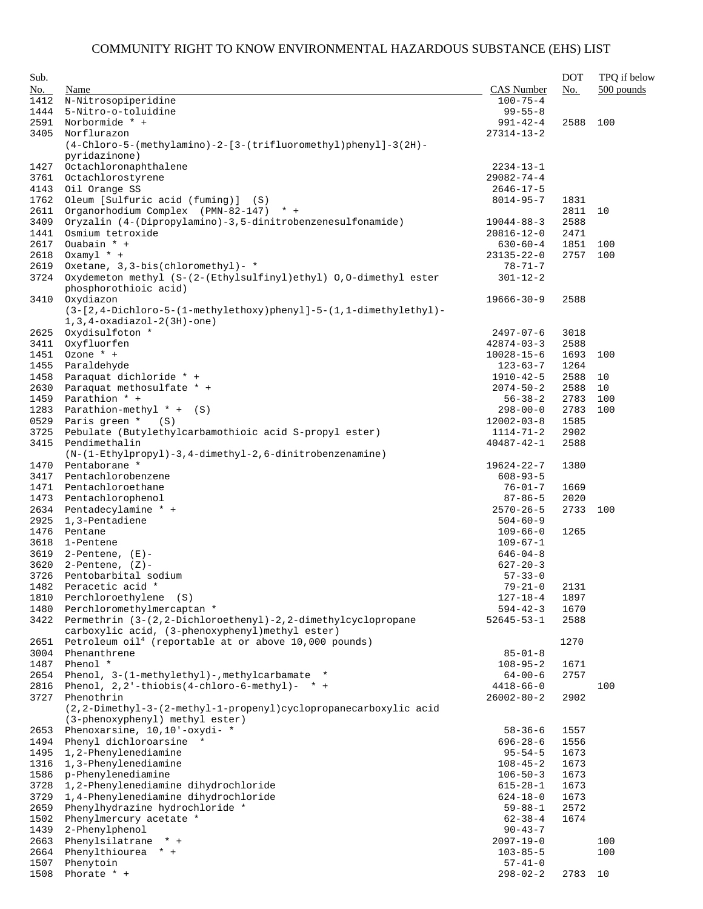# COMMUNITY RIGHT TO KNOW ENVIRONMENTAL HAZARDOUS SUBSTANCE (EHS) LIST

| Sub. No. | Name | CAS Number | DOT No. | TPQ if below 500 pounds |
|---|---|---|---|---|
| 1412 | N-Nitrosopiperidine | 100-75-4 | | |
| 1444 | 5-Nitro-o-toluidine | 99-55-8 | | |
| 2591 | Norbormide * + | 991-42-4 | 2588 | 100 |
| 3405 | Norflurazon (4-Chloro-5-(methylamino)-2-[3-(trifluoromethyl)phenyl]-3(2H)-pyridazinone) | 27314-13-2 | | |
| 1427 | Octachloronaphthalene | 2234-13-1 | | |
| 3761 | Octachlorostyrene | 29082-74-4 | | |
| 4143 | Oil Orange SS | 2646-17-5 | | |
| 1762 | Oleum [Sulfuric acid (fuming)] (S) | 8014-95-7 | 1831 | |
| 2611 | Organorhodium Complex (PMN-82-147) * + | | 2811 | 10 |
| 3409 | Oryzalin (4-(Dipropylamino)-3,5-dinitrobenzenesulfonamide) | 19044-88-3 | 2588 | |
| 1441 | Osmium tetroxide | 20816-12-0 | 2471 | |
| 2617 | Ouabain * + | 630-60-4 | 1851 | 100 |
| 2618 | Oxamyl * + | 23135-22-0 | 2757 | 100 |
| 2619 | Oxetane, 3,3-bis(chloromethyl)- * | 78-71-7 | | |
| 3724 | Oxydemeton methyl (S-(2-(Ethylsulfinyl)ethyl) O,O-dimethyl ester phosphorothioic acid) | 301-12-2 | | |
| 3410 | Oxydiazon (3-[2,4-Dichloro-5-(1-methylethoxy)phenyl]-5-(1,1-dimethylethyl)-1,3,4-oxadiazol-2(3H)-one) | 19666-30-9 | 2588 | |
| 2625 | Oxydisulfoton * | 2497-07-6 | 3018 | |
| 3411 | Oxyfluorfen | 42874-03-3 | 2588 | |
| 1451 | Ozone * + | 10028-15-6 | 1693 | 100 |
| 1455 | Paraldehyde | 123-63-7 | 1264 | |
| 1458 | Paraquat dichloride * + | 1910-42-5 | 2588 | 10 |
| 2630 | Paraquat methosulfate * + | 2074-50-2 | 2588 | 10 |
| 1459 | Parathion * + | 56-38-2 | 2783 | 100 |
| 1283 | Parathion-methyl * + (S) | 298-00-0 | 2783 | 100 |
| 0529 | Paris green * (S) | 12002-03-8 | 1585 | |
| 3725 | Pebulate (Butylethylcarbamothioic acid S-propyl ester) | 1114-71-2 | 2902 | |
| 3415 | Pendimethalin (N-(1-Ethylpropyl)-3,4-dimethyl-2,6-dinitrobenzenamine) | 40487-42-1 | 2588 | |
| 1470 | Pentaborane * | 19624-22-7 | 1380 | |
| 3417 | Pentachlorobenzene | 608-93-5 | | |
| 1471 | Pentachloroethane | 76-01-7 | 1669 | |
| 1473 | Pentachlorophenol | 87-86-5 | 2020 | |
| 2634 | Pentadecylamine * + | 2570-26-5 | 2733 | 100 |
| 2925 | 1,3-Pentadiene | 504-60-9 | | |
| 1476 | Pentane | 109-66-0 | 1265 | |
| 3618 | 1-Pentene | 109-67-1 | | |
| 3619 | 2-Pentene, (E)- | 646-04-8 | | |
| 3620 | 2-Pentene, (Z)- | 627-20-3 | | |
| 3726 | Pentobarbital sodium | 57-33-0 | | |
| 1482 | Peracetic acid * | 79-21-0 | 2131 | |
| 1810 | Perchloroethylene (S) | 127-18-4 | 1897 | |
| 1480 | Perchloromethylmercaptan * | 594-42-3 | 1670 | |
| 3422 | Permethrin (3-(2,2-Dichloroethenyl)-2,2-dimethylcyclopropane carboxylic acid, (3-phenoxyphenyl)methyl ester) | 52645-53-1 | 2588 | |
| 2651 | Petroleum oil[4] (reportable at or above 10,000 pounds) | | 1270 | |
| 3004 | Phenanthrene | 85-01-8 | | |
| 1487 | Phenol * | 108-95-2 | 1671 | |
| 2654 | Phenol, 3-(1-methylethyl)-,methylcarbamate * | 64-00-6 | 2757 | |
| 2816 | Phenol, 2,2'-thiobis(4-chloro-6-methyl)- * + | 4418-66-0 | | 100 |
| 3727 | Phenothrin (2,2-Dimethyl-3-(2-methyl-1-propenyl)cyclopropanecarboxylic acid (3-phenoxyphenyl) methyl ester) | 26002-80-2 | 2902 | |
| 2653 | Phenoxarsine, 10,10'-oxydi- * | 58-36-6 | 1557 | |
| 1494 | Phenyl dichloroarsine * | 696-28-6 | 1556 | |
| 1495 | 1,2-Phenylenediamine | 95-54-5 | 1673 | |
| 1316 | 1,3-Phenylenediamine | 108-45-2 | 1673 | |
| 1586 | p-Phenylenediamine | 106-50-3 | 1673 | |
| 3728 | 1,2-Phenylenediamine dihydrochloride | 615-28-1 | 1673 | |
| 3729 | 1,4-Phenylenediamine dihydrochloride | 624-18-0 | 1673 | |
| 2659 | Phenylhydrazine hydrochloride * | 59-88-1 | 2572 | |
| 1502 | Phenylmercury acetate * | 62-38-4 | 1674 | |
| 1439 | 2-Phenylphenol | 90-43-7 | | |
| 2663 | Phenylsilatrane * + | 2097-19-0 | | 100 |
| 2664 | Phenylthiourea * + | 103-85-5 | | 100 |
| 1507 | Phenytoin | 57-41-0 | | |
| 1508 | Phorate * + | 298-02-2 | 2783 | 10 |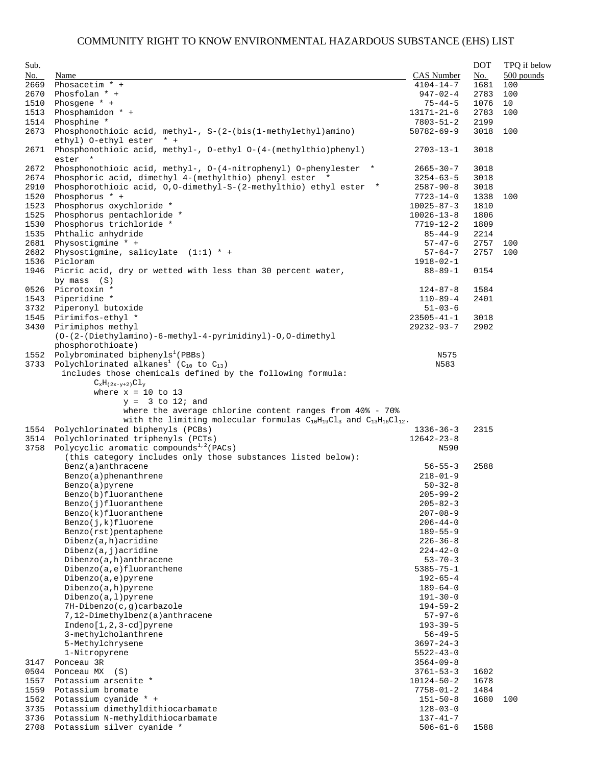# COMMUNITY RIGHT TO KNOW ENVIRONMENTAL HAZARDOUS SUBSTANCE (EHS) LIST

| Sub. No. | Name | CAS Number | DOT No. | TPQ if below 500 pounds |
|---|---|---|---|---|
| 2669 | Phosacetim * + | 4104-14-7 | 1681 | 100 |
| 2670 | Phosfolan * + | 947-02-4 | 2783 | 100 |
| 1510 | Phosgene * + | 75-44-5 | 1076 | 10 |
| 1513 | Phosphamidon * + | 13171-21-6 | 2783 | 100 |
| 1514 | Phosphine * | 7803-51-2 | 2199 | |
| 2673 | Phosphonothioic acid, methyl-, S-(2-(bis(1-methylethyl)amino) ethyl) O-ethyl ester * + | 50782-69-9 | 3018 | 100 |
| 2671 | Phosphonothioic acid, methyl-, O-ethyl O-(4-(methylthio)phenyl) ester * | 2703-13-1 | 3018 | |
| 2672 | Phosphonothioic acid, methyl-, O-(4-nitrophenyl) O-phenylester * | 2665-30-7 | 3018 | |
| 2674 | Phosphoric acid, dimethyl 4-(methylthio) phenyl ester * | 3254-63-5 | 3018 | |
| 2910 | Phosphorothioic acid, O,O-dimethyl-S-(2-methylthio) ethyl ester * | 2587-90-8 | 3018 | |
| 1520 | Phosphorus * + | 7723-14-0 | 1338 | 100 |
| 1523 | Phosphorus oxychloride * | 10025-87-3 | 1810 | |
| 1525 | Phosphorus pentachloride * | 10026-13-8 | 1806 | |
| 1530 | Phosphorus trichloride * | 7719-12-2 | 1809 | |
| 1535 | Phthalic anhydride | 85-44-9 | 2214 | |
| 2681 | Physostigmine * + | 57-47-6 | 2757 | 100 |
| 2682 | Physostigmine, salicylate (1:1) * + | 57-64-7 | 2757 | 100 |
| 1536 | Picloram | 1918-02-1 | | |
| 1946 | Picric acid, dry or wetted with less than 30 percent water, by mass (S) | 88-89-1 | 0154 | |
| 0526 | Picrotoxin * | 124-87-8 | 1584 | |
| 1543 | Piperidine * | 110-89-4 | 2401 | |
| 3732 | Piperonyl butoxide | 51-03-6 | | |
| 1545 | Pirimifos-ethyl * | 23505-41-1 | 3018 | |
| 3430 | Pirimiphos methyl (O-(2-(Diethylamino)-6-methyl-4-pyrimidinyl)-O,O-dimethyl phosphorothioate) | 29232-93-7 | 2902 | |
| 1552 | Polybrominated biphenyls[1] (PBBs) | N575 | | |
| 3733 | Polychlorinated alkanes[1] ($C_{10}$ to $C_{13}$) includes those chemicals defined by the following formula: $C_xH_{(2x-y+2)}Cl_y$ where x = 10 to 13; y = 3 to 12; and where the average chlorine content ranges from 40% - 70% with the limiting molecular formulas $C_{10}H_{19}Cl_3$ and $C_{13}H_{16}Cl_{12}$. | N583 | | |
| 1554 | Polychlorinated biphenyls (PCBs) | 1336-36-3 | 2315 | |
| 3514 | Polychlorinated triphenyls (PCTs) | 12642-23-8 | | |
| 3758 | Polycyclic aromatic compounds[1,2] (PACs) (this category includes only those substances listed below): | N590 | | |
| | Benz(a)anthracene | 56-55-3 | 2588 | |
| | Benzo(a)phenanthrene | 218-01-9 | | |
| | Benzo(a)pyrene | 50-32-8 | | |
| | Benzo(b)fluoranthene | 205-99-2 | | |
| | Benzo(j)fluoranthene | 205-82-3 | | |
| | Benzo(k)fluoranthene | 207-08-9 | | |
| | Benzo(j,k)fluorene | 206-44-0 | | |
| | Benzo(rst)pentaphene | 189-55-9 | | |
| | Dibenz(a,h)acridine | 226-36-8 | | |
| | Dibenz(a,j)acridine | 224-42-0 | | |
| | Dibenzo(a,h)anthracene | 53-70-3 | | |
| | Dibenzo(a,e)fluoranthene | 5385-75-1 | | |
| | Dibenzo(a,e)pyrene | 192-65-4 | | |
| | Dibenzo(a,h)pyrene | 189-64-0 | | |
| | Dibenzo(a,l)pyrene | 191-30-0 | | |
| | 7H-Dibenzo(c,g)carbazole | 194-59-2 | | |
| | 7,12-Dimethylbenz(a)anthracene | 57-97-6 | | |
| | Indeno[1,2,3-cd]pyrene | 193-39-5 | | |
| | 3-methylcholanthrene | 56-49-5 | | |
| | 5-Methylchrysene | 3697-24-3 | | |
| | 1-Nitropyrene | 5522-43-0 | | |
| 3147 | Ponceau 3R | 3564-09-8 | | |
| 0504 | Ponceau MX (S) | 3761-53-3 | 1602 | |
| 1557 | Potassium arsenite * | 10124-50-2 | 1678 | |
| 1559 | Potassium bromate | 7758-01-2 | 1484 | |
| 1562 | Potassium cyanide * + | 151-50-8 | 1680 | 100 |
| 3735 | Potassium dimethyldithiocarbamate | 128-03-0 | | |
| 3736 | Potassium N-methyldithiocarbamate | 137-41-7 | | |
| 2708 | Potassium silver cyanide * | 506-61-6 | 1588 | |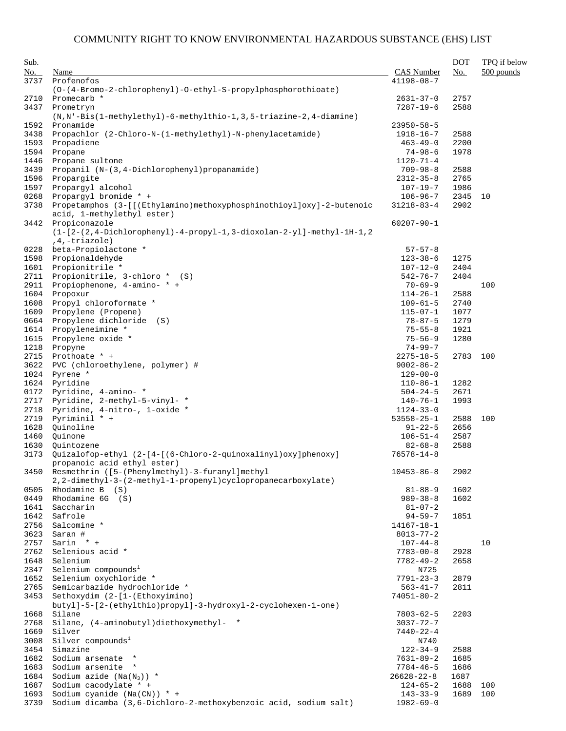# COMMUNITY RIGHT TO KNOW ENVIRONMENTAL HAZARDOUS SUBSTANCE (EHS) LIST

| Sub. No. | Name | CAS Number | DOT No. | TPQ if below 500 pounds |
|---|---|---|---|---|
| 3737 | Profenofos (O-(4-Bromo-2-chlorophenyl)-O-ethyl-S-propylphosphorothioate) | 41198-08-7 | | |
| 2710 | Promecarb * | 2631-37-0 | 2757 | |
| 3437 | Prometryn (N,N'-Bis(1-methylethyl)-6-methylthio-1,3,5-triazine-2,4-diamine) | 7287-19-6 | 2588 | |
| 1592 | Pronamide | 23950-58-5 | | |
| 3438 | Propachlor (2-Chloro-N-(1-methylethyl)-N-phenylacetamide) | 1918-16-7 | 2588 | |
| 1593 | Propadiene | 463-49-0 | 2200 | |
| 1594 | Propane | 74-98-6 | 1978 | |
| 1446 | Propane sultone | 1120-71-4 | | |
| 3439 | Propanil (N-(3,4-Dichlorophenyl)propanamide) | 709-98-8 | 2588 | |
| 1596 | Propargite | 2312-35-8 | 2765 | |
| 1597 | Propargyl alcohol | 107-19-7 | 1986 | |
| 0268 | Propargyl bromide * + | 106-96-7 | 2345 | 10 |
| 3738 | Propetamphos (3-[[(Ethylamino)methoxyphosphinothioyl]oxy]-2-butenoic acid, 1-methylethyl ester) | 31218-83-4 | 2902 | |
| 3442 | Propiconazole (1-[2-(2,4-Dichlorophenyl)-4-propyl-1,3-dioxolan-2-yl]-methyl-1H-1,2,4,-triazole) | 60207-90-1 | | |
| 0228 | beta-Propiolactone * | 57-57-8 | | |
| 1598 | Propionaldehyde | 123-38-6 | 1275 | |
| 1601 | Propionitrile * | 107-12-0 | 2404 | |
| 2711 | Propionitrile, 3-chloro * (S) | 542-76-7 | 2404 | |
| 2911 | Propiophenone, 4-amino- * + | 70-69-9 | | 100 |
| 1604 | Propoxur | 114-26-1 | 2588 | |
| 1608 | Propyl chloroformate * | 109-61-5 | 2740 | |
| 1609 | Propylene (Propene) | 115-07-1 | 1077 | |
| 0664 | Propylene dichloride (S) | 78-87-5 | 1279 | |
| 1614 | Propyleneimine * | 75-55-8 | 1921 | |
| 1615 | Propylene oxide * | 75-56-9 | 1280 | |
| 1218 | Propyne | 74-99-7 | | |
| 2715 | Prothoate * + | 2275-18-5 | 2783 | 100 |
| 3622 | PVC (chloroethylene, polymer) # | 9002-86-2 | | |
| 1024 | Pyrene * | 129-00-0 | | |
| 1624 | Pyridine | 110-86-1 | 1282 | |
| 0172 | Pyridine, 4-amino- * | 504-24-5 | 2671 | |
| 2717 | Pyridine, 2-methyl-5-vinyl- * | 140-76-1 | 1993 | |
| 2718 | Pyridine, 4-nitro-, 1-oxide * | 1124-33-0 | | |
| 2719 | Pyriminil * + | 53558-25-1 | 2588 | 100 |
| 1628 | Quinoline | 91-22-5 | 2656 | |
| 1460 | Quinone | 106-51-4 | 2587 | |
| 1630 | Quintozene | 82-68-8 | 2588 | |
| 3173 | Quizalofop-ethyl (2-[4-[(6-Chloro-2-quinoxalinyl)oxy]phenoxy] propanoic acid ethyl ester) | 76578-14-8 | | |
| 3450 | Resmethrin ([5-(Phenylmethyl)-3-furanyl]methyl 2,2-dimethyl-3-(2-methyl-1-propenyl)cyclopropanecarboxylate) | 10453-86-8 | 2902 | |
| 0505 | Rhodamine B (S) | 81-88-9 | 1602 | |
| 0449 | Rhodamine 6G (S) | 989-38-8 | 1602 | |
| 1641 | Saccharin | 81-07-2 | | |
| 1642 | Safrole | 94-59-7 | 1851 | |
| 2756 | Salcomine * | 14167-18-1 | | |
| 3623 | Saran # | 8013-77-2 | | |
| 2757 | Sarin * + | 107-44-8 | | 10 |
| 2762 | Selenious acid * | 7783-00-8 | 2928 | |
| 1648 | Selenium | 7782-49-2 | 2658 | |
| 2347 | Selenium compounds[1] | N725 | | |
| 1652 | Selenium oxychloride * | 7791-23-3 | 2879 | |
| 2765 | Semicarbazide hydrochloride * | 563-41-7 | 2811 | |
| 3453 | Sethoxydim (2-[1-(Ethoxyimino) butyl]-5-[2-(ethylthio)propyl]-3-hydroxyl-2-cyclohexen-1-one) | 74051-80-2 | | |
| 1668 | Silane | 7803-62-5 | 2203 | |
| 2768 | Silane, (4-aminobutyl)diethoxymethyl- * | 3037-72-7 | | |
| 1669 | Silver | 7440-22-4 | | |
| 3008 | Silver compounds[1] | N740 | | |
| 3454 | Simazine | 122-34-9 | 2588 | |
| 1682 | Sodium arsenate * | 7631-89-2 | 1685 | |
| 1683 | Sodium arsenite * | 7784-46-5 | 1686 | |
| 1684 | Sodium azide ($Na(N_3)$) * | 26628-22-8 | 1687 | |
| 1687 | Sodium cacodylate * + | 124-65-2 | 1688 | 100 |
| 1693 | Sodium cyanide (Na(CN)) * + | 143-33-9 | 1689 | 100 |
| 3739 | Sodium dicamba (3,6-Dichloro-2-methoxybenzoic acid, sodium salt) | 1982-69-0 | | |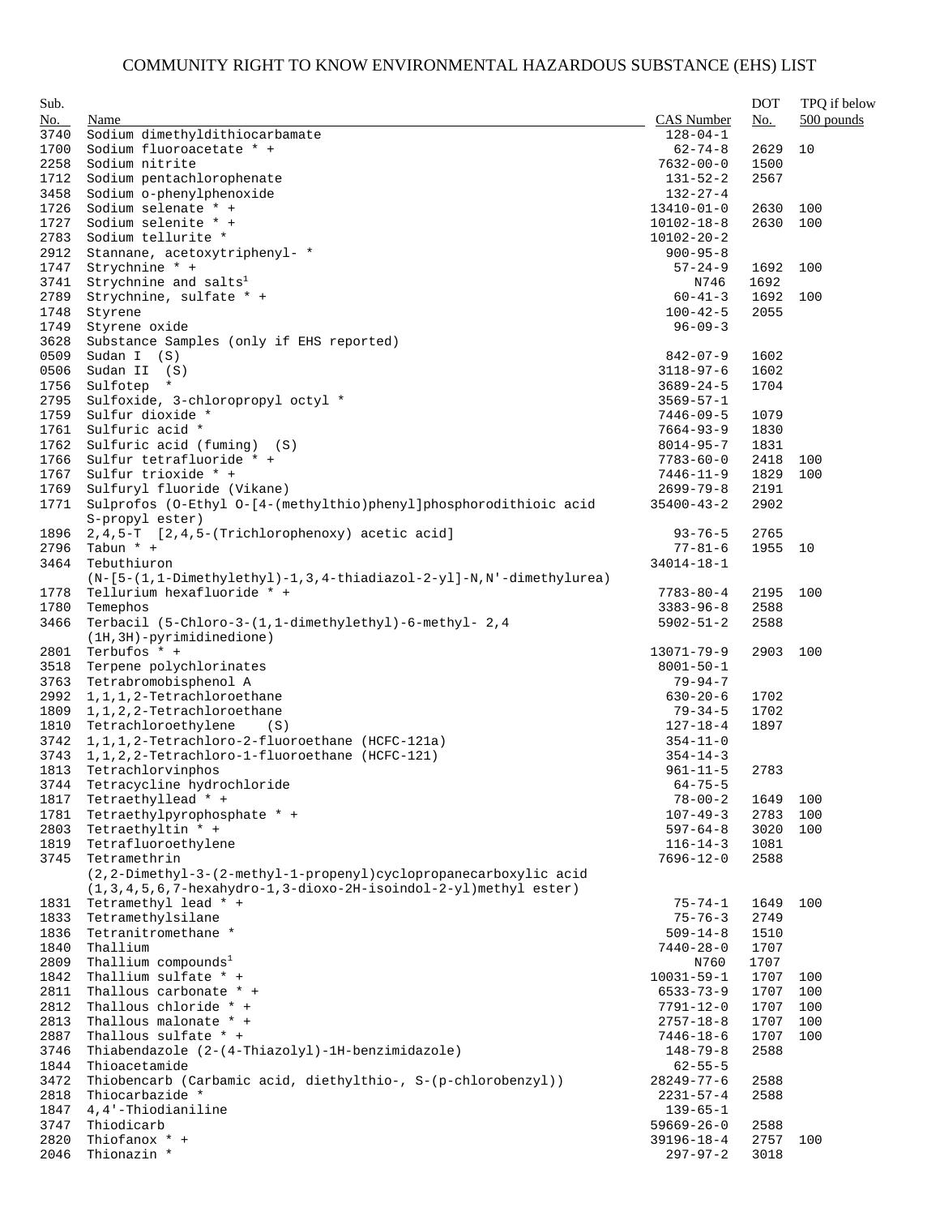# COMMUNITY RIGHT TO KNOW ENVIRONMENTAL HAZARDOUS SUBSTANCE (EHS) LIST

| Sub. No. | Name | CAS Number | DOT No. | TPQ if below 500 pounds |
|---|---|---|---|---|
| 3740 | Sodium dimethyldithiocarbamate | 128-04-1 | | |
| 1700 | Sodium fluoroacetate * + | 62-74-8 | 2629 | 10 |
| 2258 | Sodium nitrite | 7632-00-0 | 1500 | |
| 1712 | Sodium pentachlorophenate | 131-52-2 | 2567 | |
| 3458 | Sodium o-phenylphenoxide | 132-27-4 | | |
| 1726 | Sodium selenate * + | 13410-01-0 | 2630 | 100 |
| 1727 | Sodium selenite * + | 10102-18-8 | 2630 | 100 |
| 2783 | Sodium tellurite * | 10102-20-2 | | |
| 2912 | Stannane, acetoxytriphenyl- * | 900-95-8 | | |
| 1747 | Strychnine * + | 57-24-9 | 1692 | 100 |
| 3741 | Strychnine and salts[1] | N746 | 1692 | |
| 2789 | Strychnine, sulfate * + | 60-41-3 | 1692 | 100 |
| 1748 | Styrene | 100-42-5 | 2055 | |
| 1749 | Styrene oxide | 96-09-3 | | |
| 3628 | Substance Samples (only if EHS reported) | | | |
| 0509 | Sudan I (S) | 842-07-9 | 1602 | |
| 0506 | Sudan II (S) | 3118-97-6 | 1602 | |
| 1756 | Sulfotep * | 3689-24-5 | 1704 | |
| 2795 | Sulfoxide, 3-chloropropyl octyl * | 3569-57-1 | | |
| 1759 | Sulfur dioxide * | 7446-09-5 | 1079 | |
| 1761 | Sulfuric acid * | 7664-93-9 | 1830 | |
| 1762 | Sulfuric acid (fuming) (S) | 8014-95-7 | 1831 | |
| 1766 | Sulfur tetrafluoride * + | 7783-60-0 | 2418 | 100 |
| 1767 | Sulfur trioxide * + | 7446-11-9 | 1829 | 100 |
| 1769 | Sulfuryl fluoride (Vikane) | 2699-79-8 | 2191 | |
| 1771 | Sulprofos (O-Ethyl O-[4-(methylthio)phenyl]phosphorodithioic acid S-propyl ester) | 35400-43-2 | 2902 | |
| 1896 | 2,4,5-T [2,4,5-(Trichlorophenoxy) acetic acid] | 93-76-5 | 2765 | |
| 2796 | Tabun * + | 77-81-6 | 1955 | 10 |
| 3464 | Tebuthiuron (N-[5-(1,1-Dimethylethyl)-1,3,4-thiadiazol-2-yl]-N,N'-dimethylurea) | 34014-18-1 | | |
| 1778 | Tellurium hexafluoride * + | 7783-80-4 | 2195 | 100 |
| 1780 | Temephos | 3383-96-8 | 2588 | |
| 3466 | Terbacil (5-Chloro-3-(1,1-dimethylethyl)-6-methyl- 2,4 (1H,3H)-pyrimidinedione) | 5902-51-2 | 2588 | |
| 2801 | Terbufos * + | 13071-79-9 | 2903 | 100 |
| 3518 | Terpene polychlorinates | 8001-50-1 | | |
| 3763 | Tetrabromobisphenol A | 79-94-7 | | |
| 2992 | 1,1,1,2-Tetrachloroethane | 630-20-6 | 1702 | |
| 1809 | 1,1,2,2-Tetrachloroethane | 79-34-5 | 1702 | |
| 1810 | Tetrachloroethylene (S) | 127-18-4 | 1897 | |
| 3742 | 1,1,1,2-Tetrachloro-2-fluoroethane (HCFC-121a) | 354-11-0 | | |
| 3743 | 1,1,2,2-Tetrachloro-1-fluoroethane (HCFC-121) | 354-14-3 | | |
| 1813 | Tetrachlorvinphos | 961-11-5 | 2783 | |
| 3744 | Tetracycline hydrochloride | 64-75-5 | | |
| 1817 | Tetraethyllead * + | 78-00-2 | 1649 | 100 |
| 1781 | Tetraethylpyrophosphate * + | 107-49-3 | 2783 | 100 |
| 2803 | Tetraethyltin * + | 597-64-8 | 3020 | 100 |
| 1819 | Tetrafluoroethylene | 116-14-3 | 1081 | |
| 3745 | Tetramethrin (2,2-Dimethyl-3-(2-methyl-1-propenyl)cyclopropanecarboxylic acid (1,3,4,5,6,7-hexahydro-1,3-dioxo-2H-isoindol-2-yl)methyl ester) | 7696-12-0 | 2588 | |
| 1831 | Tetramethyl lead * + | 75-74-1 | 1649 | 100 |
| 1833 | Tetramethylsilane | 75-76-3 | 2749 | |
| 1836 | Tetranitromethane * | 509-14-8 | 1510 | |
| 1840 | Thallium | 7440-28-0 | 1707 | |
| 2809 | Thallium compounds[1] | N760 | 1707 | |
| 1842 | Thallium sulfate * + | 10031-59-1 | 1707 | 100 |
| 2811 | Thallous carbonate * + | 6533-73-9 | 1707 | 100 |
| 2812 | Thallous chloride * + | 7791-12-0 | 1707 | 100 |
| 2813 | Thallous malonate * + | 2757-18-8 | 1707 | 100 |
| 2887 | Thallous sulfate * + | 7446-18-6 | 1707 | 100 |
| 3746 | Thiabendazole (2-(4-Thiazolyl)-1H-benzimidazole) | 148-79-8 | 2588 | |
| 1844 | Thioacetamide | 62-55-5 | | |
| 3472 | Thiobencarb (Carbamic acid, diethylthio-, S-(p-chlorobenzyl)) | 28249-77-6 | 2588 | |
| 2818 | Thiocarbazide * | 2231-57-4 | 2588 | |
| 1847 | 4,4'-Thiodianiline | 139-65-1 | | |
| 3747 | Thiodicarb | 59669-26-0 | 2588 | |
| 2820 | Thiofanox * + | 39196-18-4 | 2757 | 100 |
| 2046 | Thionazin * | 297-97-2 | 3018 | |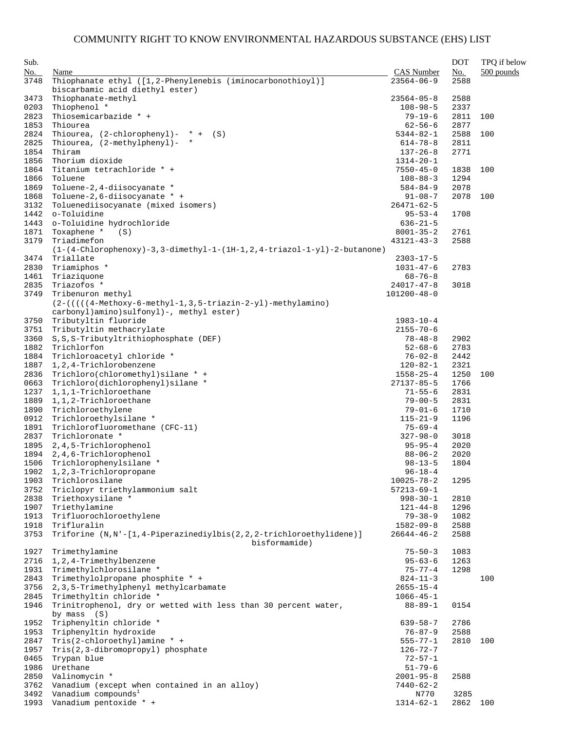# COMMUNITY RIGHT TO KNOW ENVIRONMENTAL HAZARDOUS SUBSTANCE (EHS) LIST

| Sub. No. | Name | CAS Number | DOT No. | TPQ if below 500 pounds |
|---|---|---|---|---|
| 3748 | Thiophanate ethyl ([1,2-Phenylenebis (iminocarbonothioyl)] biscarbamic acid diethyl ester) | 23564-06-9 | 2588 | |
| 3473 | Thiophanate-methyl | 23564-05-8 | 2588 | |
| 0203 | Thiophenol * | 108-98-5 | 2337 | |
| 2823 | Thiosemicarbazide * + | 79-19-6 | 2811 | 100 |
| 1853 | Thiourea | 62-56-6 | 2877 | |
| 2824 | Thiourea, (2-chlorophenyl)- * + (S) | 5344-82-1 | 2588 | 100 |
| 2825 | Thiourea, (2-methylphenyl)- * | 614-78-8 | 2811 | |
| 1854 | Thiram | 137-26-8 | 2771 | |
| 1856 | Thorium dioxide | 1314-20-1 | | |
| 1864 | Titanium tetrachloride * + | 7550-45-0 | 1838 | 100 |
| 1866 | Toluene | 108-88-3 | 1294 | |
| 1869 | Toluene-2,4-diisocyanate * | 584-84-9 | 2078 | |
| 1868 | Toluene-2,6-diisocyanate * + | 91-08-7 | 2078 | 100 |
| 3132 | Toluenediisocyanate (mixed isomers) | 26471-62-5 | | |
| 1442 | o-Toluidine | 95-53-4 | 1708 | |
| 1443 | o-Toluidine hydrochloride | 636-21-5 | | |
| 1871 | Toxaphene * (S) | 8001-35-2 | 2761 | |
| 3179 | Triadimefon (1-(4-Chlorophenoxy)-3,3-dimethyl-1-(1H-1,2,4-triazol-1-yl)-2-butanone) | 43121-43-3 | 2588 | |
| 3474 | Triallate | 2303-17-5 | | |
| 2830 | Triamiphos * | 1031-47-6 | 2783 | |
| 1461 | Triaziquone | 68-76-8 | | |
| 2835 | Triazofos * | 24017-47-8 | 3018 | |
| 3749 | Tribenuron methyl (2-(((((4-Methoxy-6-methyl-1,3,5-triazin-2-yl)-methylamino) carbonyl)amino)sulfonyl)-, methyl ester) | 101200-48-0 | | |
| 3750 | Tributyltin fluoride | 1983-10-4 | | |
| 3751 | Tributyltin methacrylate | 2155-70-6 | | |
| 3360 | S,S,S-Tributyltrithiophosphate (DEF) | 78-48-8 | 2902 | |
| 1882 | Trichlorfon | 52-68-6 | 2783 | |
| 1884 | Trichloroacetyl chloride * | 76-02-8 | 2442 | |
| 1887 | 1,2,4-Trichlorobenzene | 120-82-1 | 2321 | |
| 2836 | Trichloro(chloromethyl)silane * + | 1558-25-4 | 1250 | 100 |
| 0663 | Trichloro(dichlorophenyl)silane * | 27137-85-5 | 1766 | |
| 1237 | 1,1,1-Trichloroethane | 71-55-6 | 2831 | |
| 1889 | 1,1,2-Trichloroethane | 79-00-5 | 2831 | |
| 1890 | Trichloroethylene | 79-01-6 | 1710 | |
| 0912 | Trichloroethylsilane * | 115-21-9 | 1196 | |
| 1891 | Trichlorofluoromethane (CFC-11) | 75-69-4 | | |
| 2837 | Trichloronate * | 327-98-0 | 3018 | |
| 1895 | 2,4,5-Trichlorophenol | 95-95-4 | 2020 | |
| 1894 | 2,4,6-Trichlorophenol | 88-06-2 | 2020 | |
| 1506 | Trichlorophenylsilane * | 98-13-5 | 1804 | |
| 1902 | 1,2,3-Trichloropropane | 96-18-4 | | |
| 1903 | Trichlorosilane | 10025-78-2 | 1295 | |
| 3752 | Triclopyr triethylammonium salt | 57213-69-1 | | |
| 2838 | Triethoxysilane * | 998-30-1 | 2810 | |
| 1907 | Triethylamine | 121-44-8 | 1296 | |
| 1913 | Trifluorochloroethylene | 79-38-9 | 1082 | |
| 1918 | Trifluralin | 1582-09-8 | 2588 | |
| 3753 | Triforine (N,N'-[1,4-Piperazinediylbis(2,2,2-trichloroethylidene)] bisformamide) | 26644-46-2 | 2588 | |
| 1927 | Trimethylamine | 75-50-3 | 1083 | |
| 2716 | 1,2,4-Trimethylbenzene | 95-63-6 | 1263 | |
| 1931 | Trimethylchlorosilane * | 75-77-4 | 1298 | |
| 2843 | Trimethylolpropane phosphite * + | 824-11-3 | | 100 |
| 3756 | 2,3,5-Trimethylphenyl methylcarbamate | 2655-15-4 | | |
| 2845 | Trimethyltin chloride * | 1066-45-1 | | |
| 1946 | Trinitrophenol, dry or wetted with less than 30 percent water, by mass (S) | 88-89-1 | 0154 | |
| 1952 | Triphenyltin chloride * | 639-58-7 | 2786 | |
| 1953 | Triphenyltin hydroxide | 76-87-9 | 2588 | |
| 2847 | Tris(2-chloroethyl)amine * + | 555-77-1 | 2810 | 100 |
| 1957 | Tris(2,3-dibromopropyl) phosphate | 126-72-7 | | |
| 0465 | Trypan blue | 72-57-1 | | |
| 1986 | Urethane | 51-79-6 | | |
| 2850 | Valinomycin * | 2001-95-8 | 2588 | |
| 3762 | Vanadium (except when contained in an alloy) | 7440-62-2 | | |
| 3492 | Vanadium compounds[1] | N770 | 3285 | |
| 1993 | Vanadium pentoxide * + | 1314-62-1 | 2862 | 100 |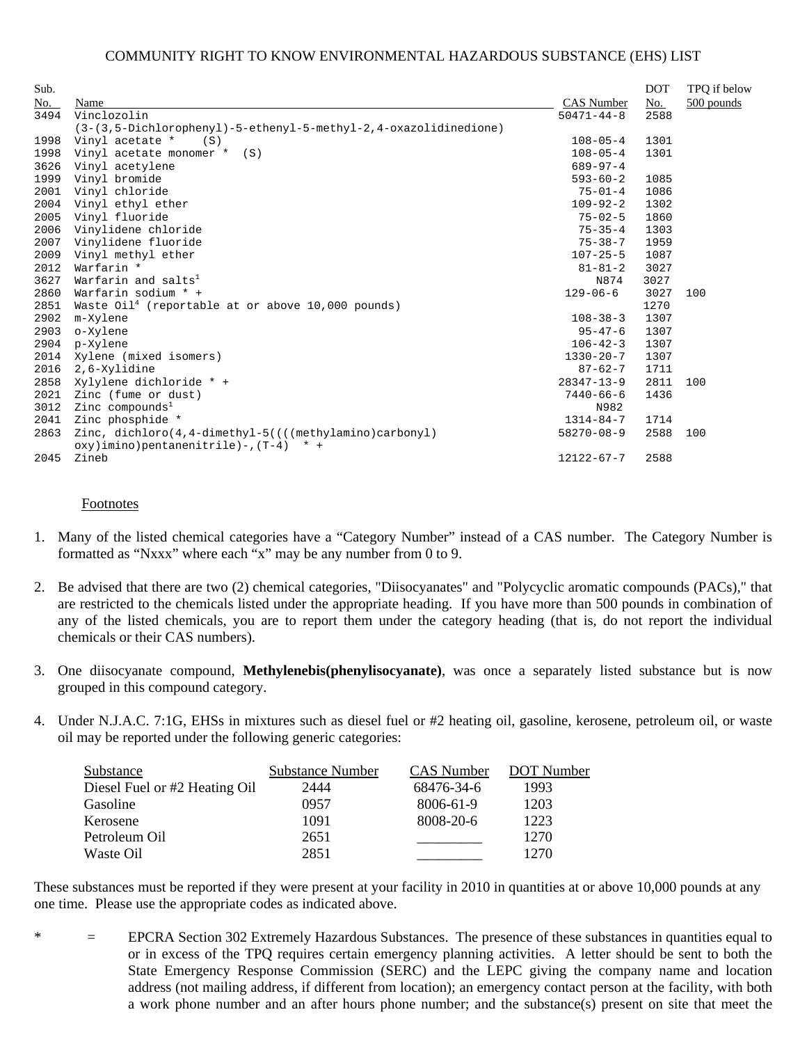COMMUNITY RIGHT TO KNOW ENVIRONMENTAL HAZARDOUS SUBSTANCE (EHS) LIST

| Sub. No. | Name | CAS Number | DOT No. | TPQ if below 500 pounds |
|---|---|---|---|---|
| 3494 | Vinclozolin (3-(3,5-Dichlorophenyl)-5-ethenyl-5-methyl-2,4-oxazolidinedione) | 50471-44-8 | 2588 | |
| 1998 | Vinyl acetate * (S) | 108-05-4 | 1301 | |
| 1998 | Vinyl acetate monomer * (S) | 108-05-4 | 1301 | |
| 3626 | Vinyl acetylene | 689-97-4 | | |
| 1999 | Vinyl bromide | 593-60-2 | 1085 | |
| 2001 | Vinyl chloride | 75-01-4 | 1086 | |
| 2004 | Vinyl ethyl ether | 109-92-2 | 1302 | |
| 2005 | Vinyl fluoride | 75-02-5 | 1860 | |
| 2006 | Vinylidene chloride | 75-35-4 | 1303 | |
| 2007 | Vinylidene fluoride | 75-38-7 | 1959 | |
| 2009 | Vinyl methyl ether | 107-25-5 | 1087 | |
| 2012 | Warfarin * | 81-81-2 | 3027 | |
| 3627 | Warfarin and salts[1] | N874 | 3027 | |
| 2860 | Warfarin sodium * + | 129-06-6 | 3027 | 100 |
| 2851 | Waste Oil[4] (reportable at or above 10,000 pounds) | | 1270 | |
| 2902 | m-Xylene | 108-38-3 | 1307 | |
| 2903 | o-Xylene | 95-47-6 | 1307 | |
| 2904 | p-Xylene | 106-42-3 | 1307 | |
| 2014 | Xylene (mixed isomers) | 1330-20-7 | 1307 | |
| 2016 | 2,6-Xylidine | 87-62-7 | 1711 | |
| 2858 | Xylylene dichloride * + | 28347-13-9 | 2811 | 100 |
| 2021 | Zinc (fume or dust) | 7440-66-6 | 1436 | |
| 3012 | Zinc compounds[1] | N982 | | |
| 2041 | Zinc phosphide * | 1314-84-7 | 1714 | |
| 2863 | Zinc, dichloro(4,4-dimethyl-5(((methylamino)carbonyl) oxy)imino)pentanenitrile)-,(T-4) * + | 58270-08-9 | 2588 | 100 |
| 2045 | Zineb | 12122-67-7 | 2588 | |

Footnotes

1. Many of the listed chemical categories have a "Category Number" instead of a CAS number. The Category Number is formatted as "Nxxx" where each "x" may be any number from 0 to 9.

2. Be advised that there are two (2) chemical categories, "Diisocyanates" and "Polycyclic aromatic compounds (PACs)," that are restricted to the chemicals listed under the appropriate heading. If you have more than 500 pounds in combination of any of the listed chemicals, you are to report them under the category heading (that is, do not report the individual chemicals or their CAS numbers).

3. One diisocyanate compound, **Methylenebis(phenylisocyanate)**, was once a separately listed substance but is now grouped in this compound category.

4. Under N.J.A.C. 7:1G, EHSs in mixtures such as diesel fuel or #2 heating oil, gasoline, kerosene, petroleum oil, or waste oil may be reported under the following generic categories:

| Substance | Substance Number | CAS Number | DOT Number |
|---|---|---|---|
| Diesel Fuel or #2 Heating Oil | 2444 | 68476-34-6 | 1993 |
| Gasoline | 0957 | 8006-61-9 | 1203 |
| Kerosene | 1091 | 8008-20-6 | 1223 |
| Petroleum Oil | 2651 | ________ | 1270 |
| Waste Oil | 2851 | ________ | 1270 |

These substances must be reported if they were present at your facility in 2010 in quantities at or above 10,000 pounds at any one time. Please use the appropriate codes as indicated above.

\* = EPCRA Section 302 Extremely Hazardous Substances. The presence of these substances in quantities equal to or in excess of the TPQ requires certain emergency planning activities. A letter should be sent to both the State Emergency Response Commission (SERC) and the LEPC giving the company name and location address (not mailing address, if different from location); an emergency contact person at the facility, with both a work phone number and an after hours phone number; and the substance(s) present on site that meet the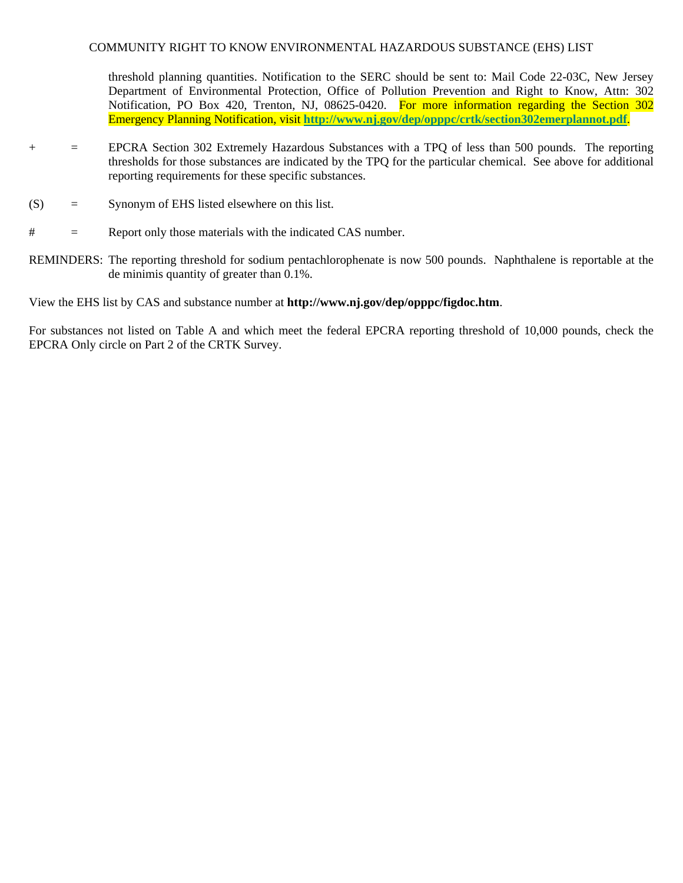threshold planning quantities. Notification to the SERC should be sent to: Mail Code 22-03C, New Jersey Department of Environmental Protection, Office of Pollution Prevention and Right to Know, Attn: 302 Notification, PO Box 420, Trenton, NJ, 08625-0420. For more information regarding the Section 302 Emergency Planning Notification, visit **http://www.nj.gov/dep/opppc/crtk/section302emerplannot.pdf**.

+ = EPCRA Section 302 Extremely Hazardous Substances with a TPQ of less than 500 pounds. The reporting thresholds for those substances are indicated by the TPQ for the particular chemical. See above for additional reporting requirements for these specific substances.

(S) = Synonym of EHS listed elsewhere on this list.

# = Report only those materials with the indicated CAS number.

REMINDERS: The reporting threshold for sodium pentachlorophenate is now 500 pounds. Naphthalene is reportable at the de minimis quantity of greater than 0.1%.

View the EHS list by CAS and substance number at **http://www.nj.gov/dep/opppc/figdoc.htm**.

For substances not listed on Table A and which meet the federal EPCRA reporting threshold of 10,000 pounds, check the EPCRA Only circle on Part 2 of the CRTK Survey.